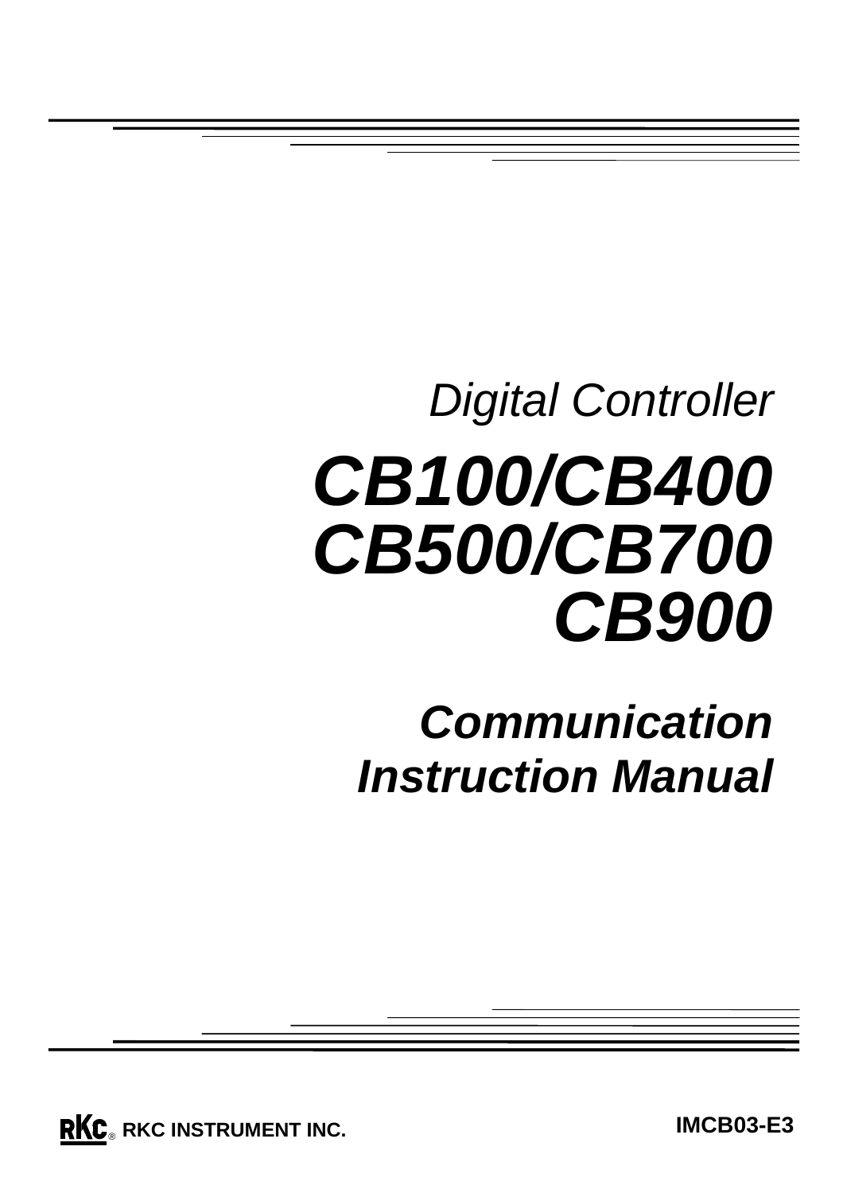*Digital Controller*

# *CB100/CB400 CB500/CB700 CB900*

## *Communication Instruction Manual*

**RKC INSTRUMENT INC.**

**IMCB03-E3**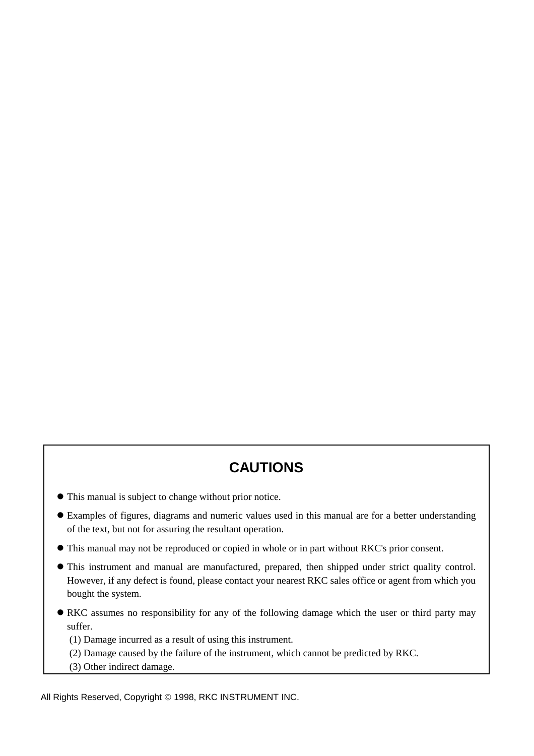## CAUTIONS

- This manual is subject to change without prior notice.
- Examples of figures, diagrams and numeric values used in this manual are for a better understanding of the text, but not for assuring the resultant operation.
- This manual may not be reproduced or copied in whole or in part without RKC's prior consent.
- This instrument and manual are manufactured, prepared, then shipped under strict quality control. However, if any defect is found, please contact your nearest RKC sales office or agent from which you bought the system.
- RKC assumes no responsibility for any of the following damage which the user or third party may suffer.
  (1) Damage incurred as a result of using this instrument.
  (2) Damage caused by the failure of the instrument, which cannot be predicted by RKC.
  (3) Other indirect damage.

All Rights Reserved, Copyright © 1998, RKC INSTRUMENT INC.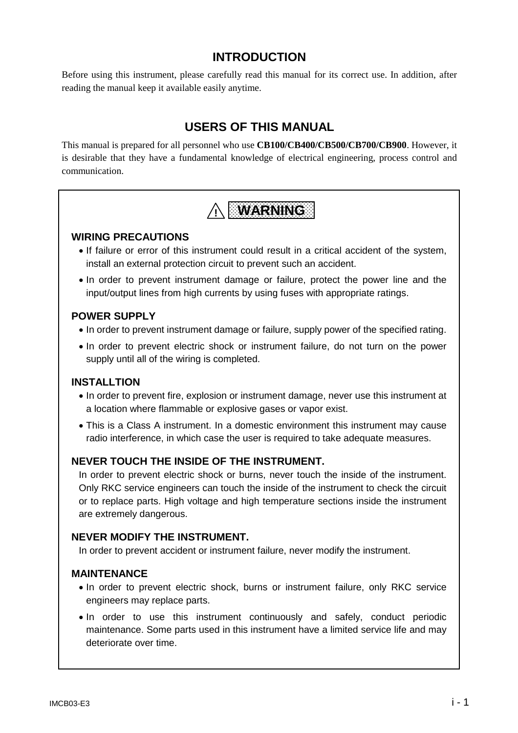# INTRODUCTION

Before using this instrument, please carefully read this manual for its correct use. In addition, after reading the manual keep it available easily anytime.

# USERS OF THIS MANUAL

This manual is prepared for all personnel who use **CB100/CB400/CB500/CB700/CB900**. However, it is desirable that they have a fundamental knowledge of electrical engineering, process control and communication.

## ⚠ WARNING

### WIRING PRECAUTIONS

- If failure or error of this instrument could result in a critical accident of the system, install an external protection circuit to prevent such an accident.
- In order to prevent instrument damage or failure, protect the power line and the input/output lines from high currents by using fuses with appropriate ratings.

### POWER SUPPLY

- In order to prevent instrument damage or failure, supply power of the specified rating.
- In order to prevent electric shock or instrument failure, do not turn on the power supply until all of the wiring is completed.

### INSTALLTION

- In order to prevent fire, explosion or instrument damage, never use this instrument at a location where flammable or explosive gases or vapor exist.
- This is a Class A instrument. In a domestic environment this instrument may cause radio interference, in which case the user is required to take adequate measures.

### NEVER TOUCH THE INSIDE OF THE INSTRUMENT.

In order to prevent electric shock or burns, never touch the inside of the instrument. Only RKC service engineers can touch the inside of the instrument to check the circuit or to replace parts. High voltage and high temperature sections inside the instrument are extremely dangerous.

### NEVER MODIFY THE INSTRUMENT.

In order to prevent accident or instrument failure, never modify the instrument.

### MAINTENANCE

- In order to prevent electric shock, burns or instrument failure, only RKC service engineers may replace parts.
- In order to use this instrument continuously and safely, conduct periodic maintenance. Some parts used in this instrument have a limited service life and may deteriorate over time.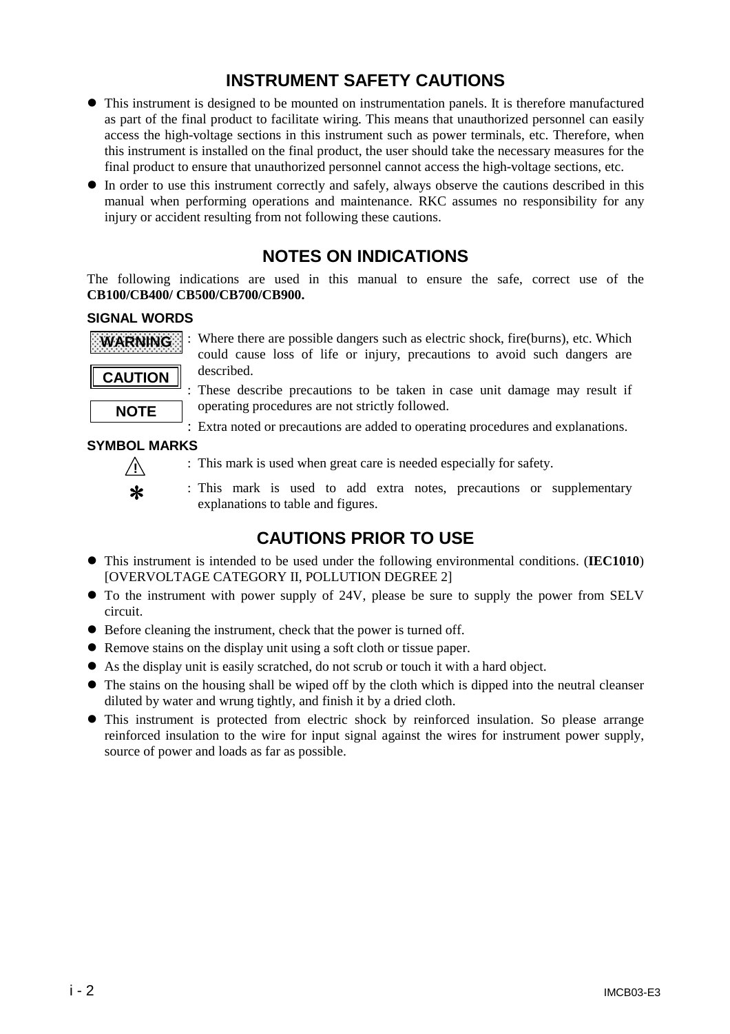## INSTRUMENT SAFETY CAUTIONS

- This instrument is designed to be mounted on instrumentation panels. It is therefore manufactured as part of the final product to facilitate wiring. This means that unauthorized personnel can easily access the high-voltage sections in this instrument such as power terminals, etc. Therefore, when this instrument is installed on the final product, the user should take the necessary measures for the final product to ensure that unauthorized personnel cannot access the high-voltage sections, etc.
- In order to use this instrument correctly and safely, always observe the cautions described in this manual when performing operations and maintenance. RKC assumes no responsibility for any injury or accident resulting from not following these cautions.

## NOTES ON INDICATIONS

The following indications are used in this manual to ensure the safe, correct use of the **CB100/CB400/ CB500/CB700/CB900.**

### SIGNAL WORDS

**WARNING** : Where there are possible dangers such as electric shock, fire(burns), etc. Which could cause loss of life or injury, precautions to avoid such dangers are described.

**CAUTION** : These describe precautions to be taken in case unit damage may result if operating procedures are not strictly followed.

**NOTE** : Extra noted or precautions are added to operating procedures and explanations.

### SYMBOL MARKS

⚠ : This mark is used when great care is needed especially for safety.

* : This mark is used to add extra notes, precautions or supplementary explanations to table and figures.

## CAUTIONS PRIOR TO USE

- This instrument is intended to be used under the following environmental conditions. (**IEC1010**) [OVERVOLTAGE CATEGORY II, POLLUTION DEGREE 2]
- To the instrument with power supply of 24V, please be sure to supply the power from SELV circuit.
- Before cleaning the instrument, check that the power is turned off.
- Remove stains on the display unit using a soft cloth or tissue paper.
- As the display unit is easily scratched, do not scrub or touch it with a hard object.
- The stains on the housing shall be wiped off by the cloth which is dipped into the neutral cleanser diluted by water and wrung tightly, and finish it by a dried cloth.
- This instrument is protected from electric shock by reinforced insulation. So please arrange reinforced insulation to the wire for input signal against the wires for instrument power supply, source of power and loads as far as possible.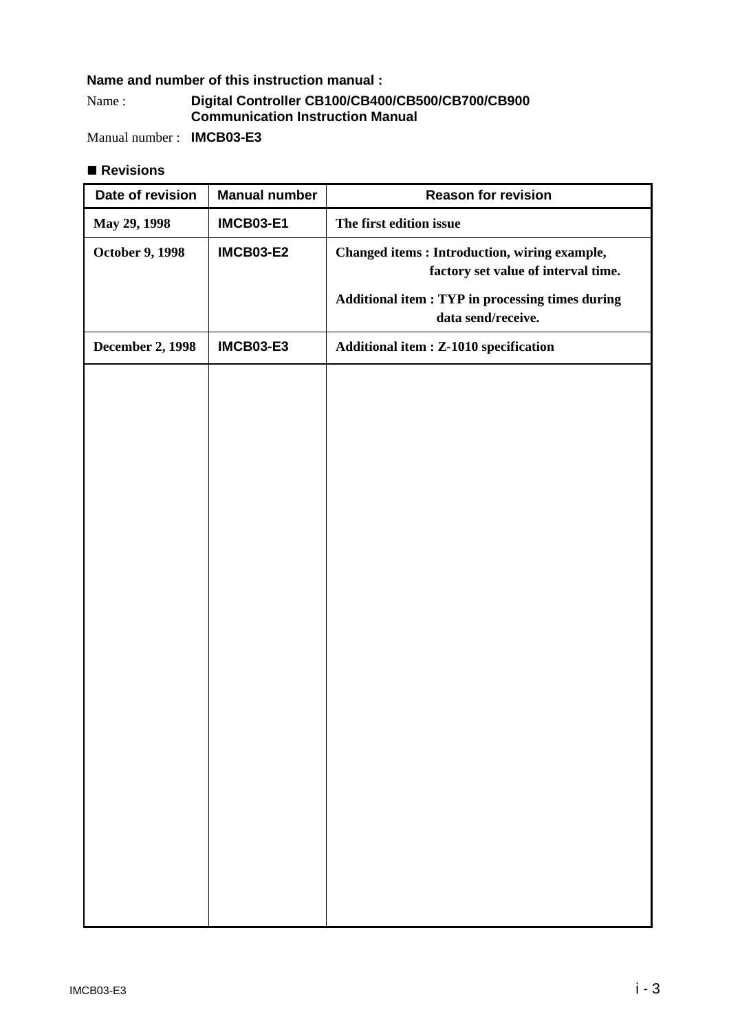**Name and number of this instruction manual :**

Name : **Digital Controller CB100/CB400/CB500/CB700/CB900 Communication Instruction Manual**

Manual number : **IMCB03-E3**

## ■ Revisions

| Date of revision | Manual number | Reason for revision |
|---|---|---|
| May 29, 1998 | IMCB03-E1 | The first edition issue |
| October 9, 1998 | IMCB03-E2 | Changed items : Introduction, wiring example, factory set value of interval time.<br><br>Additional item : TYP in processing times during data send/receive. |
| December 2, 1998 | IMCB03-E3 | Additional item : Z-1010 specification |
| | | |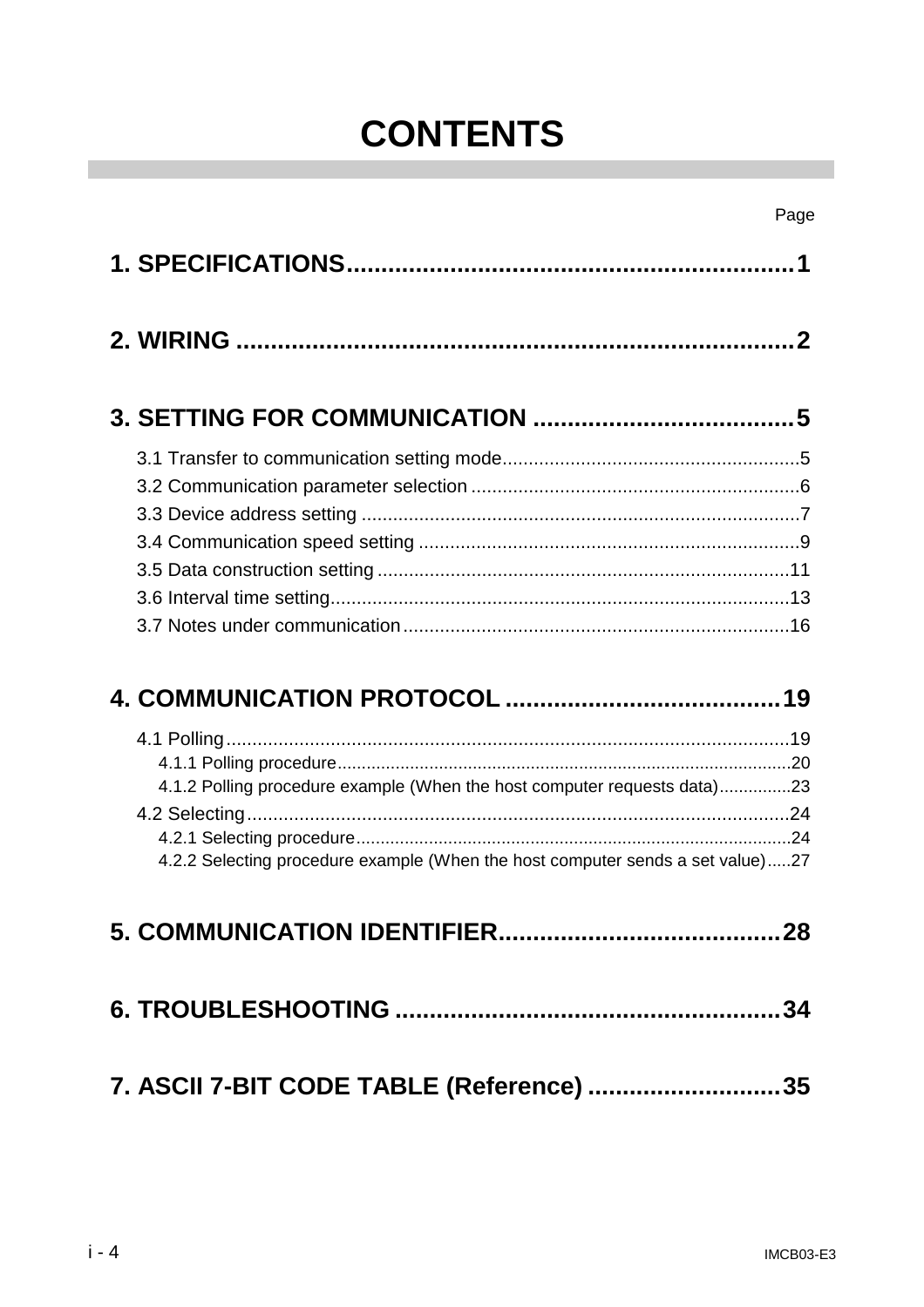# CONTENTS

Page

**1. SPECIFICATIONS................................................................1**

**2. WIRING ................................................................................2**

**3. SETTING FOR COMMUNICATION ......................................5**

3.1 Transfer to communication setting mode.........................................................5
3.2 Communication parameter selection ..............................................................6
3.3 Device address setting ....................................................................................7
3.4 Communication speed setting .........................................................................9
3.5 Data construction setting ...............................................................................11
3.6 Interval time setting........................................................................................13
3.7 Notes under communication ..........................................................................16

**4. COMMUNICATION PROTOCOL ........................................19**

4.1 Polling............................................................................................................19
4.1.1 Polling procedure.............................................................................................20
4.1.2 Polling procedure example (When the host computer requests data)...............23
4.2 Selecting........................................................................................................24
4.2.1 Selecting procedure.........................................................................................24
4.2.2 Selecting procedure example (When the host computer sends a set value).....27

**5. COMMUNICATION IDENTIFIER.........................................28**

**6. TROUBLESHOOTING ........................................................34**

**7. ASCII 7-BIT CODE TABLE (Reference) ............................35**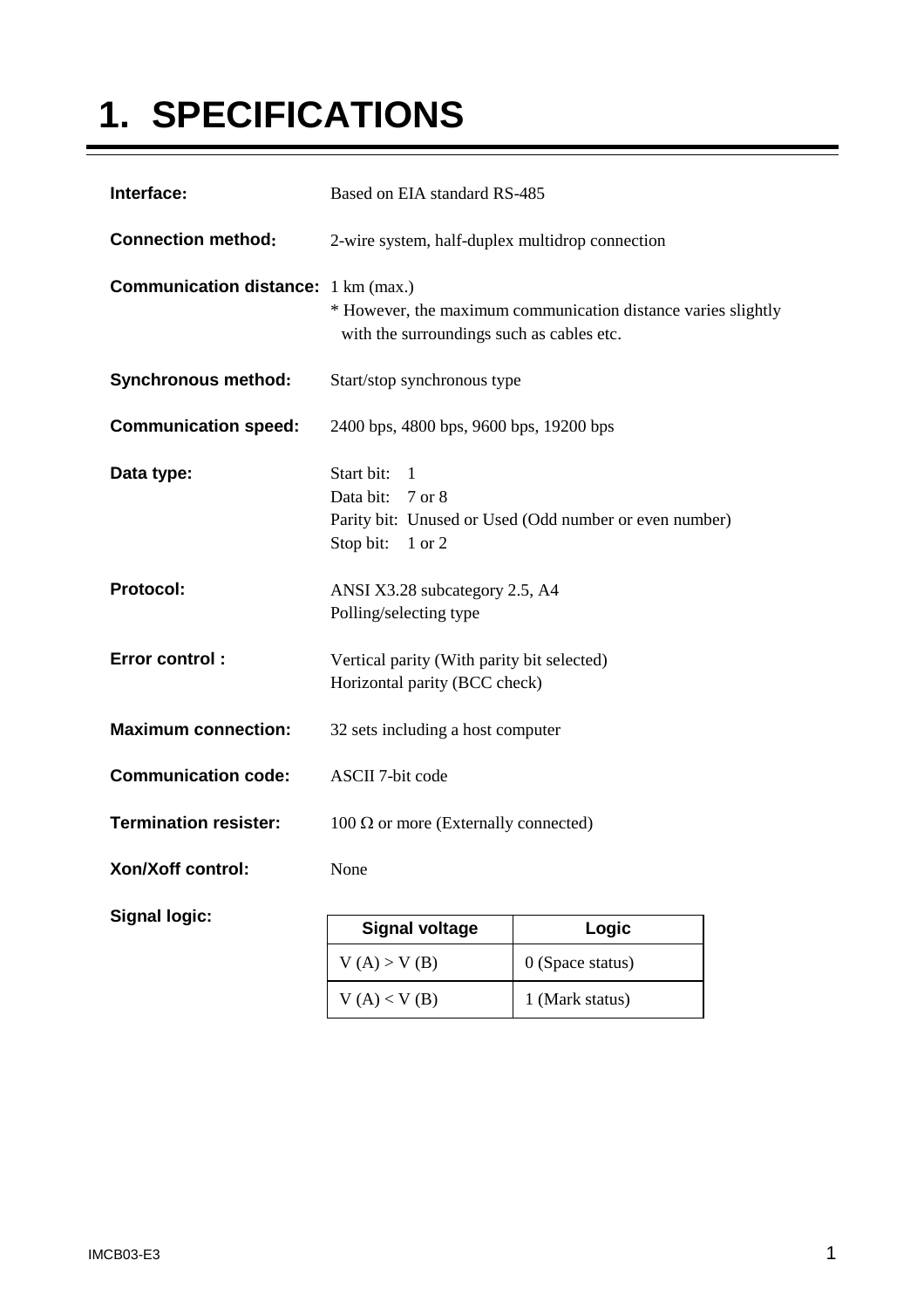# 1. SPECIFICATIONS

**Interface:** Based on EIA standard RS-485

**Connection method:** 2-wire system, half-duplex multidrop connection

**Communication distance:** 1 km (max.)
* However, the maximum communication distance varies slightly with the surroundings such as cables etc.

**Synchronous method:** Start/stop synchronous type

**Communication speed:** 2400 bps, 4800 bps, 9600 bps, 19200 bps

**Data type:**
Start bit: 1
Data bit: 7 or 8
Parity bit: Unused or Used (Odd number or even number)
Stop bit: 1 or 2

**Protocol:**
ANSI X3.28 subcategory 2.5, A4
Polling/selecting type

**Error control :**
Vertical parity (With parity bit selected)
Horizontal parity (BCC check)

**Maximum connection:** 32 sets including a host computer

**Communication code:** ASCII 7-bit code

**Termination resister:** 100 Ω or more (Externally connected)

**Xon/Xoff control:** None

**Signal logic:**

| Signal voltage | Logic |
|---|---|
| V (A) > V (B) | 0 (Space status) |
| V (A) < V (B) | 1 (Mark status) |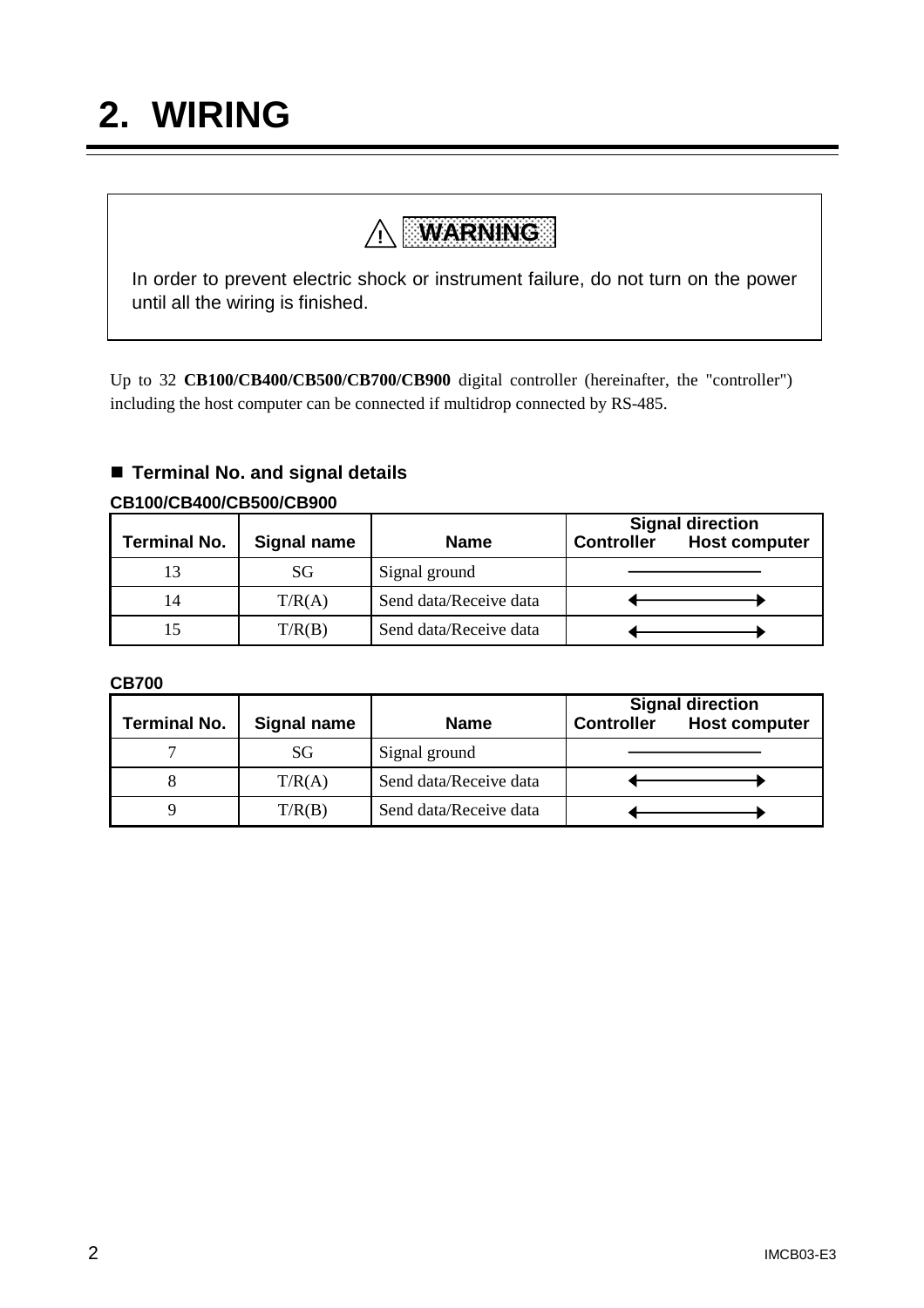# 2. WIRING

> ⚠ **WARNING**
>
> In order to prevent electric shock or instrument failure, do not turn on the power until all the wiring is finished.

Up to 32 **CB100/CB400/CB500/CB700/CB900** digital controller (hereinafter, the "controller") including the host computer can be connected if multidrop connected by RS-485.

## ■ Terminal No. and signal details

**CB100/CB400/CB500/CB900**

| Terminal No. | Signal name | Name | Signal direction (Controller — Host computer) |
|---|---|---|---|
| 13 | SG | Signal ground | ——— |
| 14 | T/R(A) | Send data/Receive data | ←——→ |
| 15 | T/R(B) | Send data/Receive data | ←——→ |

**CB700**

| Terminal No. | Signal name | Name | Signal direction (Controller — Host computer) |
|---|---|---|---|
| 7 | SG | Signal ground | ——— |
| 8 | T/R(A) | Send data/Receive data | ←——→ |
| 9 | T/R(B) | Send data/Receive data | ←——→ |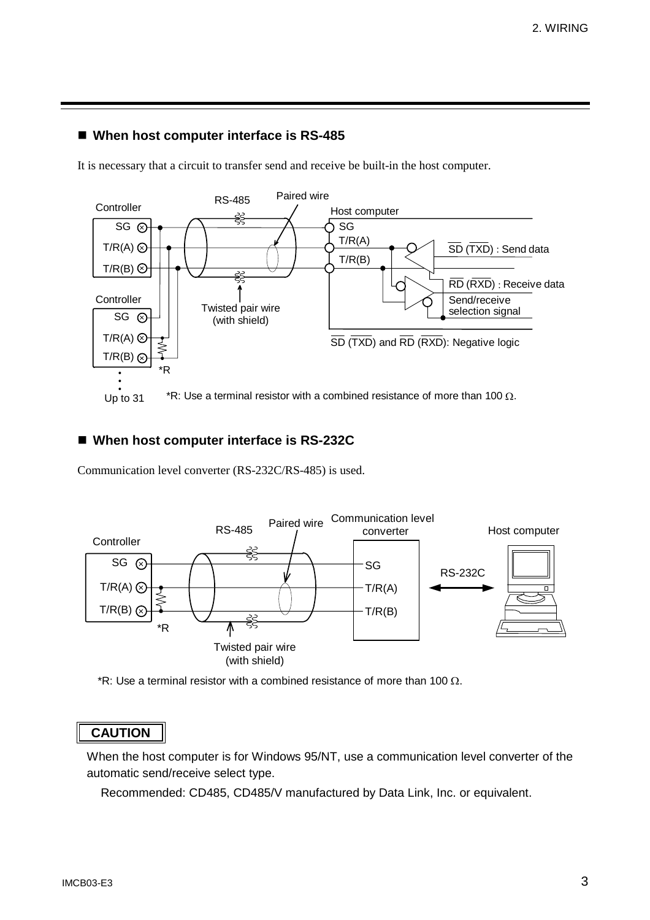## ■ When host computer interface is RS-485

It is necessary that a circuit to transfer send and receive be built-in the host computer.

*R: Use a terminal resistor with a combined resistance of more than 100 Ω.

## ■ When host computer interface is RS-232C

Communication level converter (RS-232C/RS-485) is used.

*R: Use a terminal resistor with a combined resistance of more than 100 Ω.

**CAUTION**

When the host computer is for Windows 95/NT, use a communication level converter of the automatic send/receive select type.

Recommended: CD485, CD485/V manufactured by Data Link, Inc. or equivalent.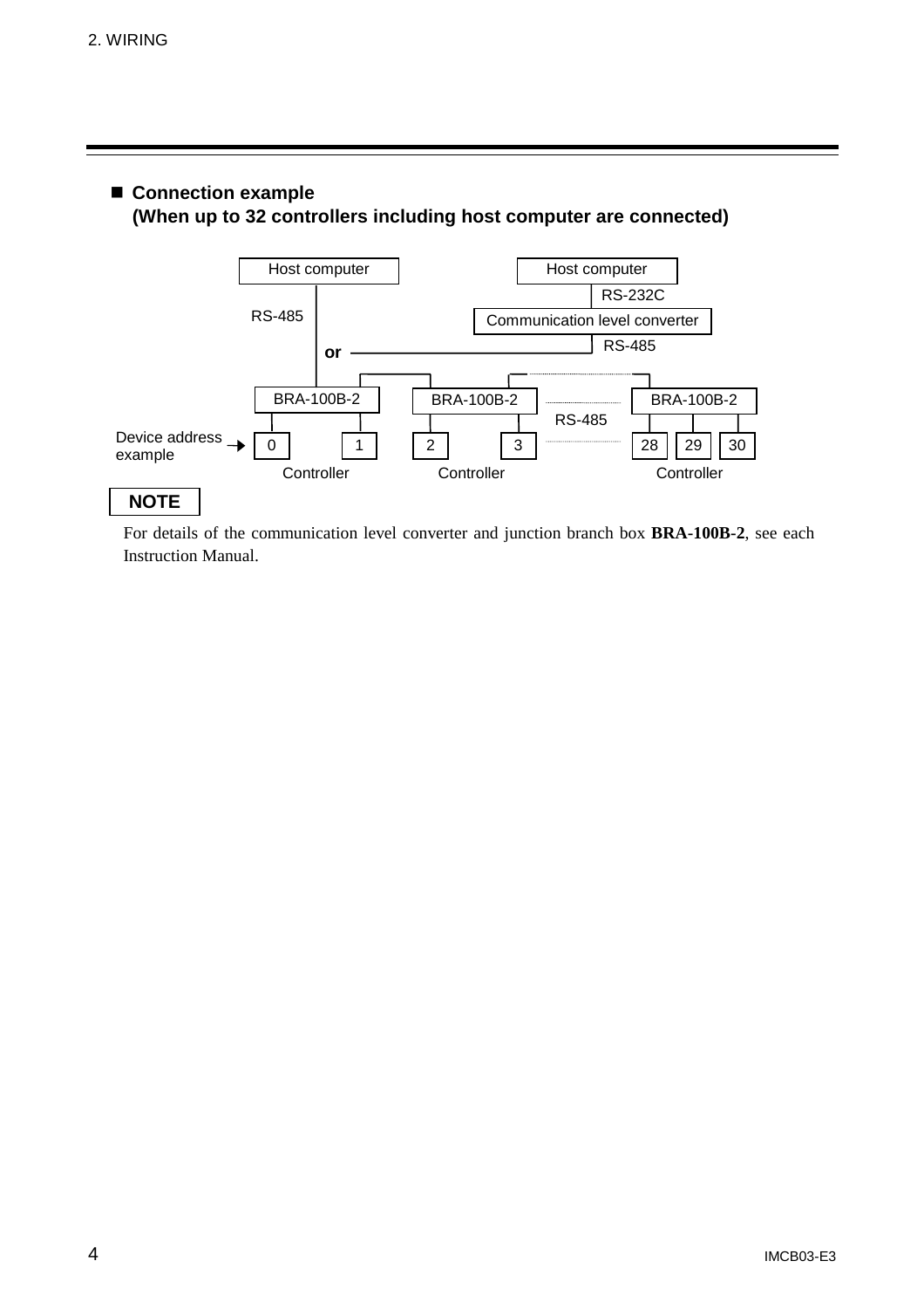## ■ Connection example
### (When up to 32 controllers including host computer are connected)

Host computer — RS-485 — or — Host computer — RS-232C — Communication level converter — RS-485

BRA-100B-2 | BRA-100B-2 | RS-485 | BRA-100B-2

Device address example → 0, 1 | 2, 3 | 28, 29, 30

Controller | Controller | Controller

**NOTE**

For details of the communication level converter and junction branch box **BRA-100B-2**, see each Instruction Manual.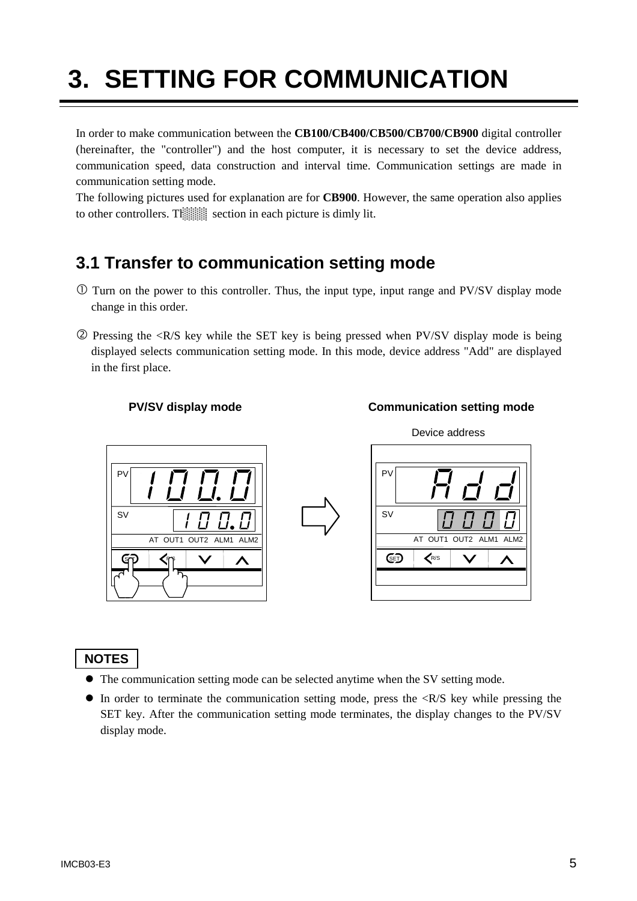# 3. SETTING FOR COMMUNICATION

In order to make communication between the **CB100/CB400/CB500/CB700/CB900** digital controller (hereinafter, the "controller") and the host computer, it is necessary to set the device address, communication speed, data construction and interval time. Communication settings are made in communication setting mode.

The following pictures used for explanation are for **CB900**. However, the same operation also applies to other controllers. The ░░ section in each picture is dimly lit.

## 3.1 Transfer to communication setting mode

① Turn on the power to this controller. Thus, the input type, input range and PV/SV display mode change in this order.

② Pressing the <R/S key while the SET key is being pressed when PV/SV display mode is being displayed selects communication setting mode. In this mode, device address "Add" are displayed in the first place.

**PV/SV display mode** **Communication setting mode**

Device address

PV 100.0 / SV 100.0 → PV Add / SV 0000

**NOTES**

- The communication setting mode can be selected anytime when the SV setting mode.
- In order to terminate the communication setting mode, press the <R/S key while pressing the SET key. After the communication setting mode terminates, the display changes to the PV/SV display mode.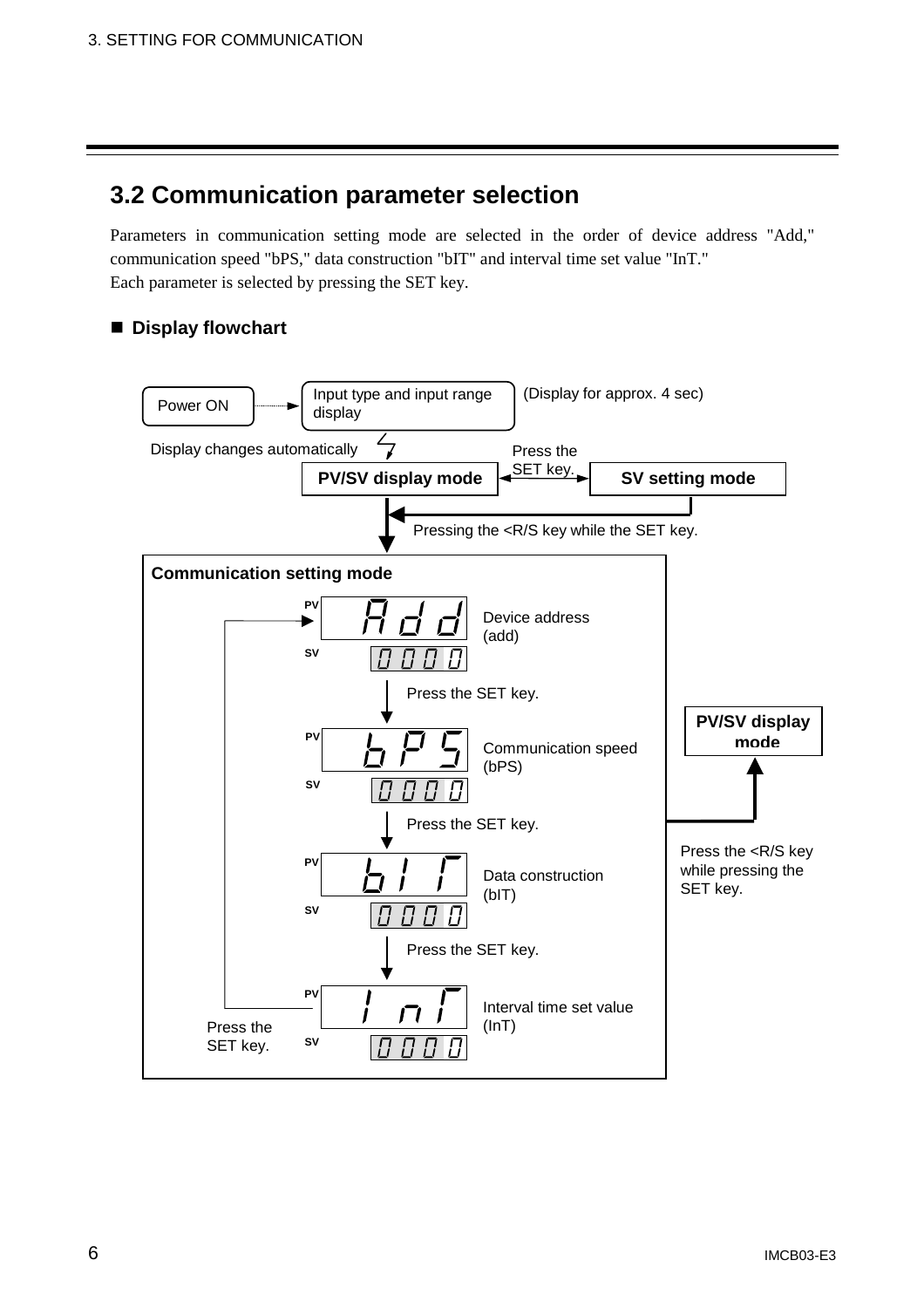## 3.2 Communication parameter selection

Parameters in communication setting mode are selected in the order of device address "Add," communication speed "bPS," data construction "bIT" and interval time set value "InT."
Each parameter is selected by pressing the SET key.

### ■ Display flowchart

Power ON → Input type and input range display (Display for approx. 4 sec)

Display changes automatically

PV/SV display mode ⟷ SV setting mode (Press the SET key.)

Pressing the <R/S key while the SET key.

**Communication setting mode**

- PV: Add / SV: 0000 — Device address (add)
- Press the SET key.
- PV: bPS / SV: 0000 — Communication speed (bPS)
- Press the SET key.
- PV: bIT / SV: 0000 — Data construction (bIT)
- Press the SET key.
- PV: InT / SV: 0000 — Interval time set value (InT)
- Press the SET key. (returns to Device address)

Press the <R/S key while pressing the SET key. → **PV/SV display mode**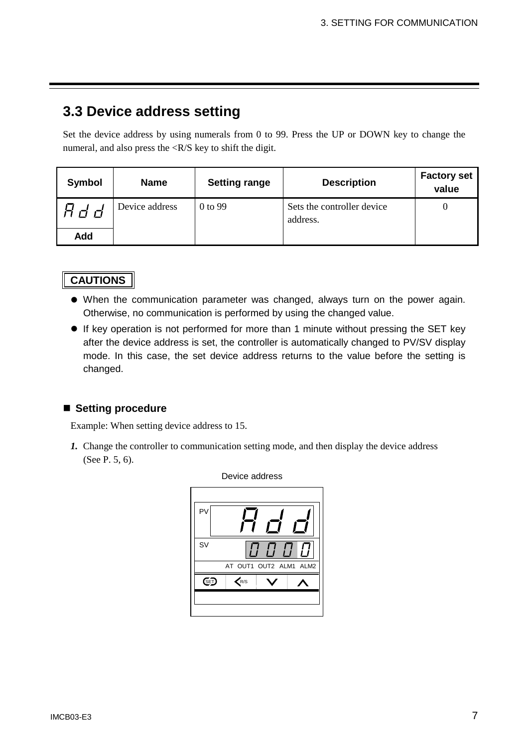## 3.3 Device address setting

Set the device address by using numerals from 0 to 99. Press the UP or DOWN key to change the numeral, and also press the <R/S key to shift the digit.

| Symbol | Name | Setting range | Description | Factory set value |
|---|---|---|---|---|
| Add | Device address | 0 to 99 | Sets the controller device address. | 0 |

**CAUTIONS**

- When the communication parameter was changed, always turn on the power again. Otherwise, no communication is performed by using the changed value.
- If key operation is not performed for more than 1 minute without pressing the SET key after the device address is set, the controller is automatically changed to PV/SV display mode. In this case, the set device address returns to the value before the setting is changed.

### ■ Setting procedure

Example: When setting device address to 15.

*1.* Change the controller to communication setting mode, and then display the device address (See P. 5, 6).

Device address

PV: Add
SV: 0000
AT OUT1 OUT2 ALM1 ALM2
SET <R/S ∨ ∧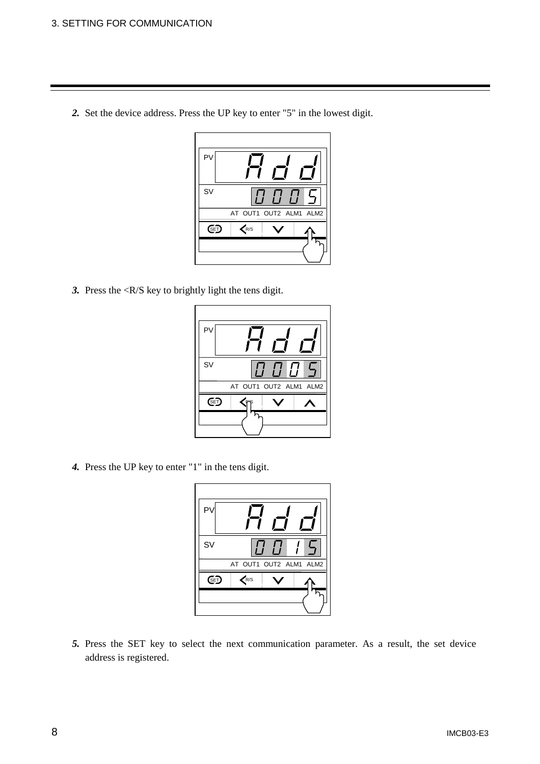2. Set the device address. Press the UP key to enter "5" in the lowest digit.

3. Press the <R/S key to brightly light the tens digit.

4. Press the UP key to enter "1" in the tens digit.

5. Press the SET key to select the next communication parameter. As a result, the set device address is registered.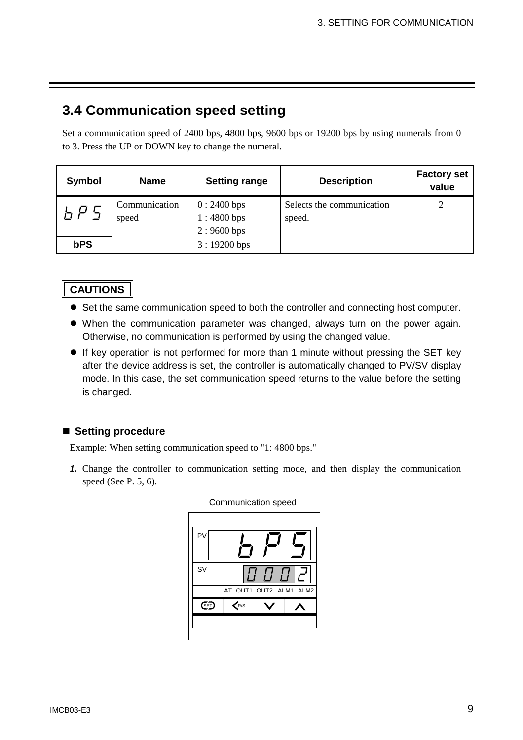## 3.4 Communication speed setting

Set a communication speed of 2400 bps, 4800 bps, 9600 bps or 19200 bps by using numerals from 0 to 3. Press the UP or DOWN key to change the numeral.

| Symbol | Name | Setting range | Description | Factory set value |
|---|---|---|---|---|
| bPS | Communication speed | 0 : 2400 bps<br>1 : 4800 bps<br>2 : 9600 bps<br>3 : 19200 bps | Selects the communication speed. | 2 |

**CAUTIONS**

- Set the same communication speed to both the controller and connecting host computer.
- When the communication parameter was changed, always turn on the power again. Otherwise, no communication is performed by using the changed value.
- If key operation is not performed for more than 1 minute without pressing the SET key after the device address is set, the controller is automatically changed to PV/SV display mode. In this case, the set communication speed returns to the value before the setting is changed.

### ■ Setting procedure

Example: When setting communication speed to "1: 4800 bps."

***1.*** Change the controller to communication setting mode, and then display the communication speed (See P. 5, 6).

Communication speed

PV: bPS
SV: 0002
AT OUT1 OUT2 ALM1 ALM2
SET R/S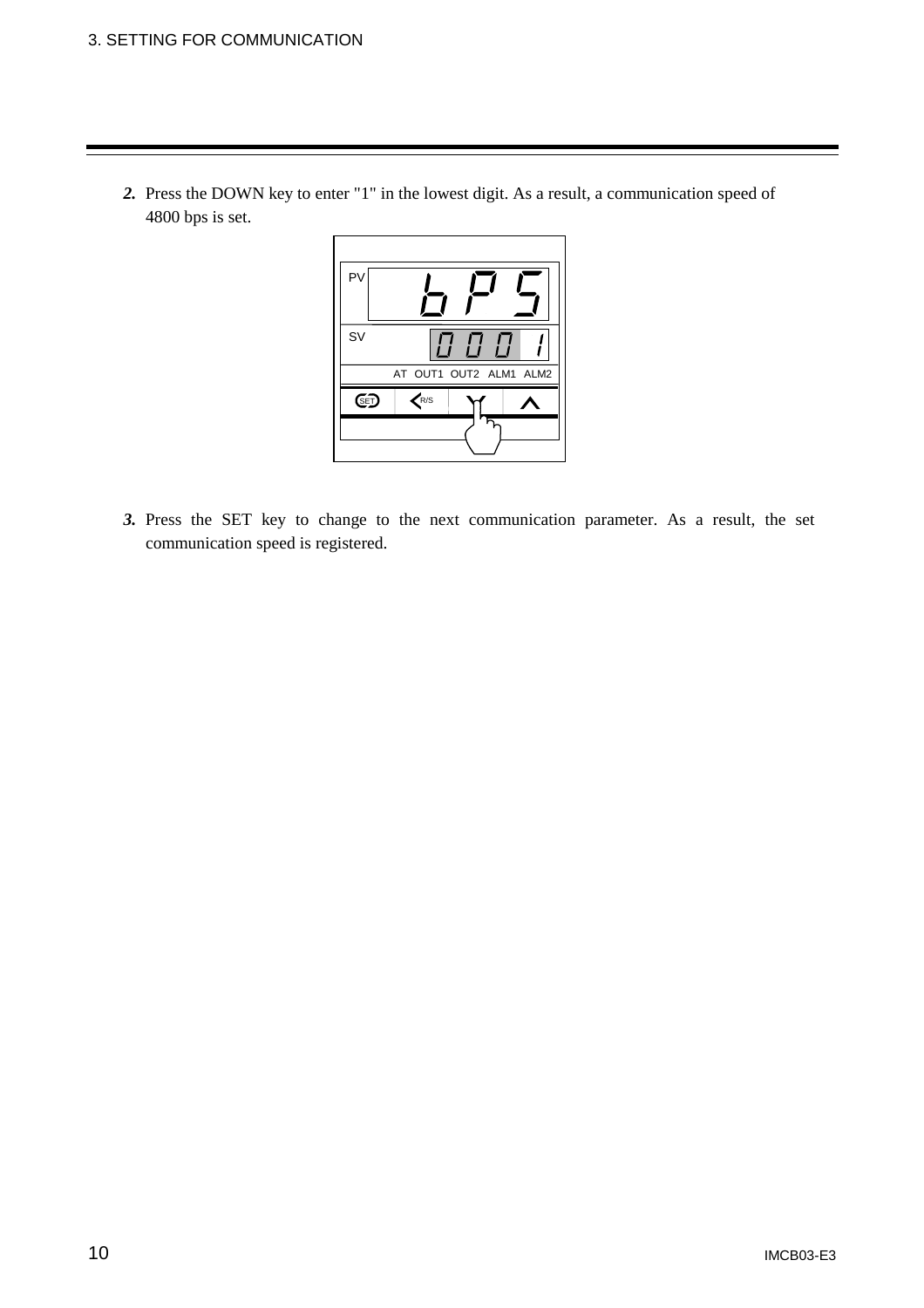***2.*** Press the DOWN key to enter "1" in the lowest digit. As a result, a communication speed of 4800 bps is set.

***3.*** Press the SET key to change to the next communication parameter. As a result, the set communication speed is registered.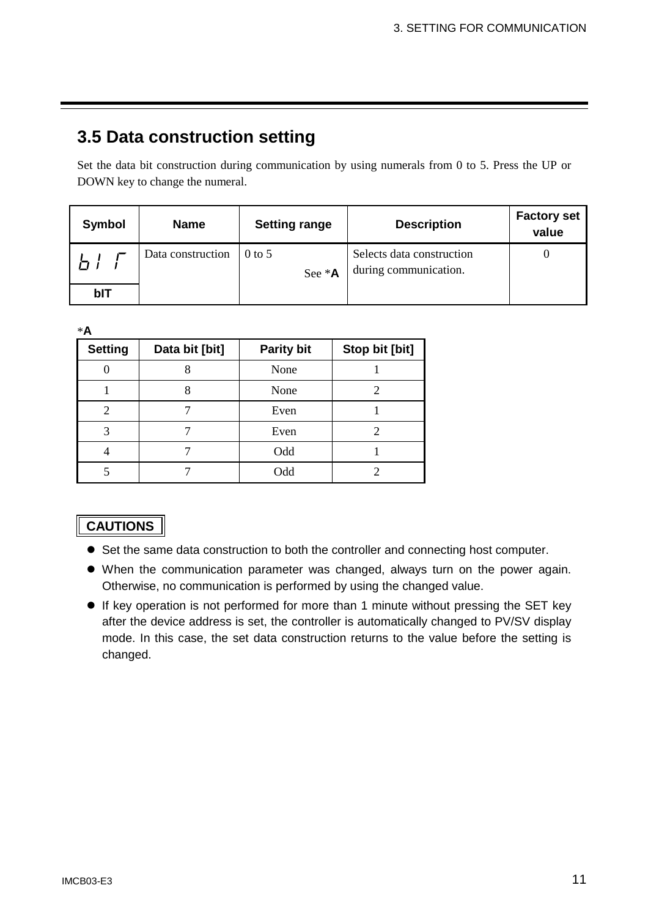## 3.5 Data construction setting

Set the data bit construction during communication by using numerals from 0 to 5. Press the UP or DOWN key to change the numeral.

| Symbol | Name | Setting range | Description | Factory set value |
|---|---|---|---|---|
| bIT | Data construction | 0 to 5 See *A | Selects data construction during communication. | 0 |

*A

| Setting | Data bit [bit] | Parity bit | Stop bit [bit] |
|---|---|---|---|
| 0 | 8 | None | 1 |
| 1 | 8 | None | 2 |
| 2 | 7 | Even | 1 |
| 3 | 7 | Even | 2 |
| 4 | 7 | Odd | 1 |
| 5 | 7 | Odd | 2 |

**CAUTIONS**

- Set the same data construction to both the controller and connecting host computer.
- When the communication parameter was changed, always turn on the power again. Otherwise, no communication is performed by using the changed value.
- If key operation is not performed for more than 1 minute without pressing the SET key after the device address is set, the controller is automatically changed to PV/SV display mode. In this case, the set data construction returns to the value before the setting is changed.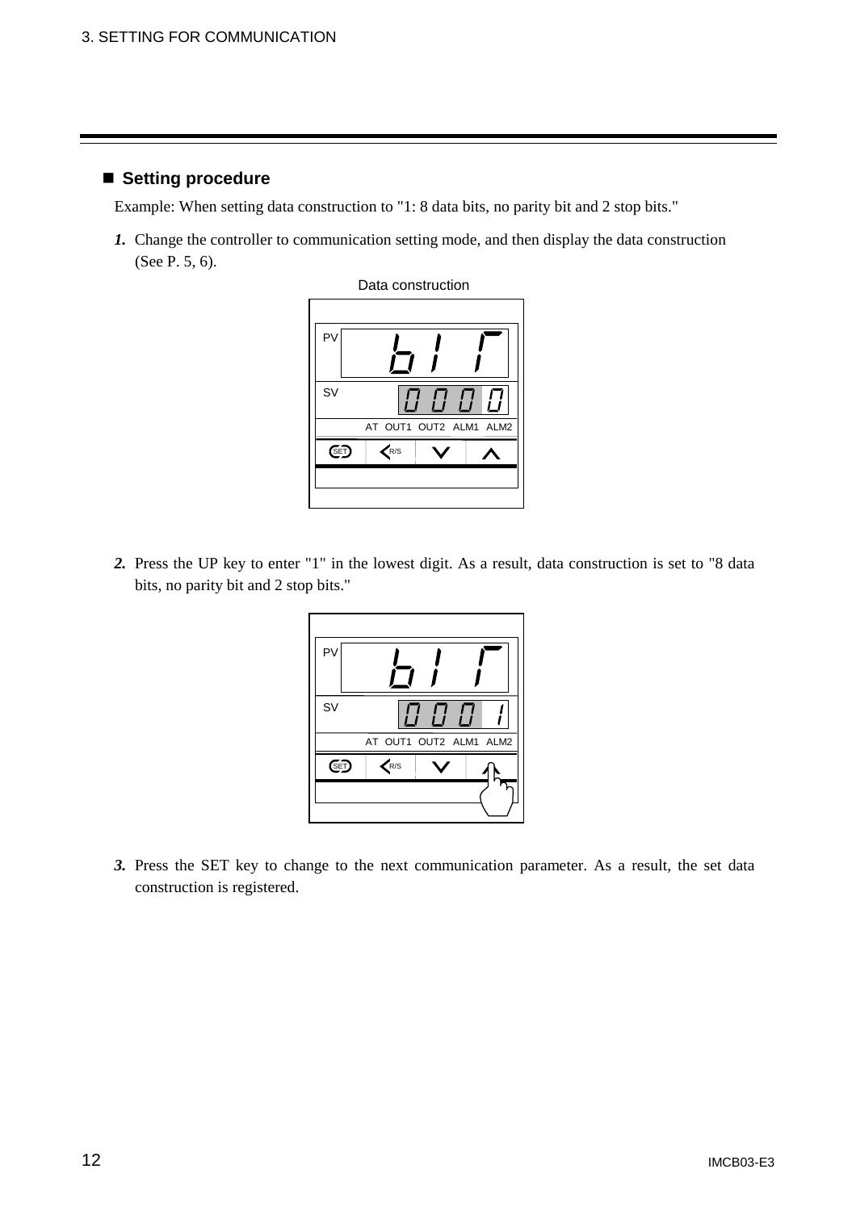## ■ Setting procedure

Example: When setting data construction to "1: 8 data bits, no parity bit and 2 stop bits."

***1.*** Change the controller to communication setting mode, and then display the data construction (See P. 5, 6).

Data construction

PV bIT

SV 0000

AT OUT1 OUT2 ALM1 ALM2

SET R/S

***2.*** Press the UP key to enter "1" in the lowest digit. As a result, data construction is set to "8 data bits, no parity bit and 2 stop bits."

PV bIT

SV 0001

AT OUT1 OUT2 ALM1 ALM2

SET R/S

***3.*** Press the SET key to change to the next communication parameter. As a result, the set data construction is registered.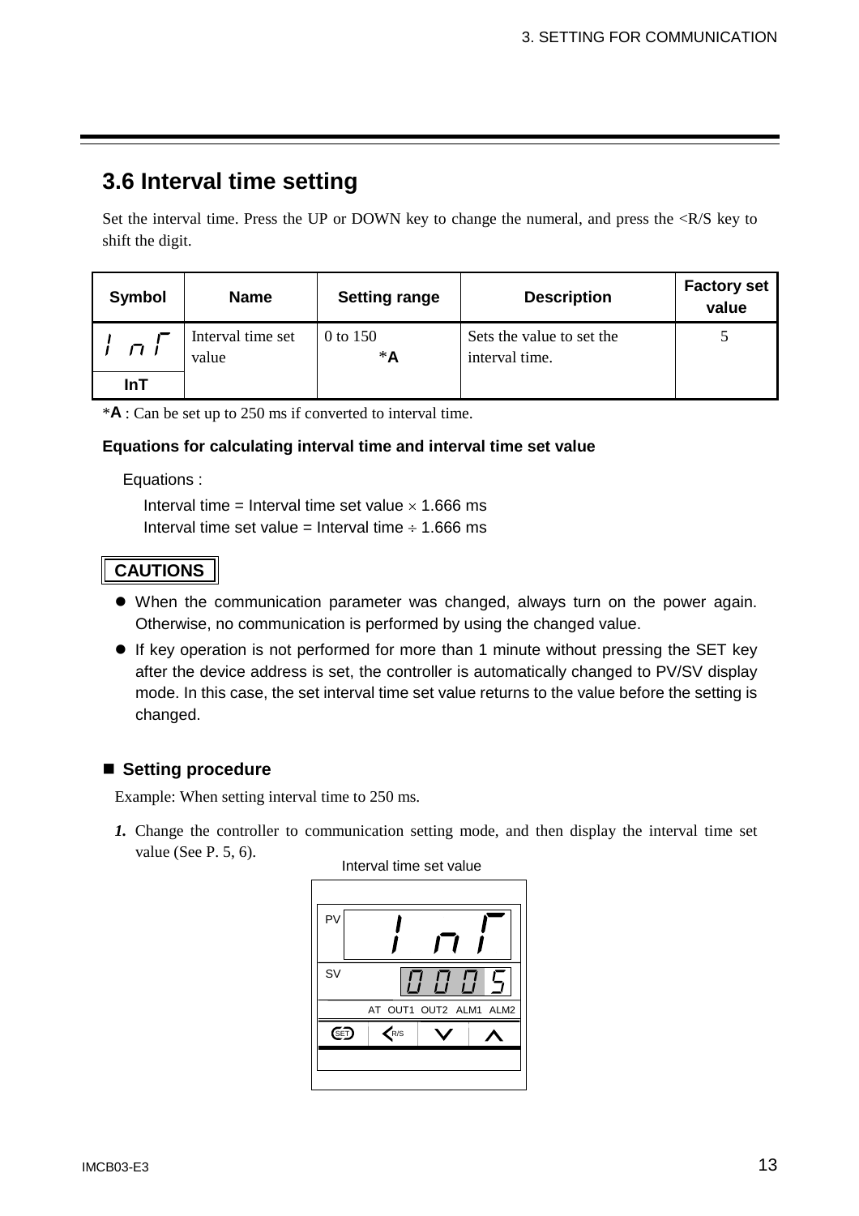## 3.6 Interval time setting

Set the interval time. Press the UP or DOWN key to change the numeral, and press the <R/S key to shift the digit.

| Symbol | Name | Setting range | Description | Factory set value |
|---|---|---|---|---|
| InT | Interval time set value | 0 to 150 *A | Sets the value to set the interval time. | 5 |

*A : Can be set up to 250 ms if converted to interval time.

**Equations for calculating interval time and interval time set value**

Equations :

Interval time = Interval time set value $\times$ 1.666 ms

Interval time set value = Interval time $\div$ 1.666 ms

**CAUTIONS**

- When the communication parameter was changed, always turn on the power again. Otherwise, no communication is performed by using the changed value.
- If key operation is not performed for more than 1 minute without pressing the SET key after the device address is set, the controller is automatically changed to PV/SV display mode. In this case, the set interval time set value returns to the value before the setting is changed.

### ■ Setting procedure

Example: When setting interval time to 250 ms.

*1.* Change the controller to communication setting mode, and then display the interval time set value (See P. 5, 6).

Interval time set value

PV: InT

SV: 0005

AT OUT1 OUT2 ALM1 ALM2

SET <R/S ∨ ∧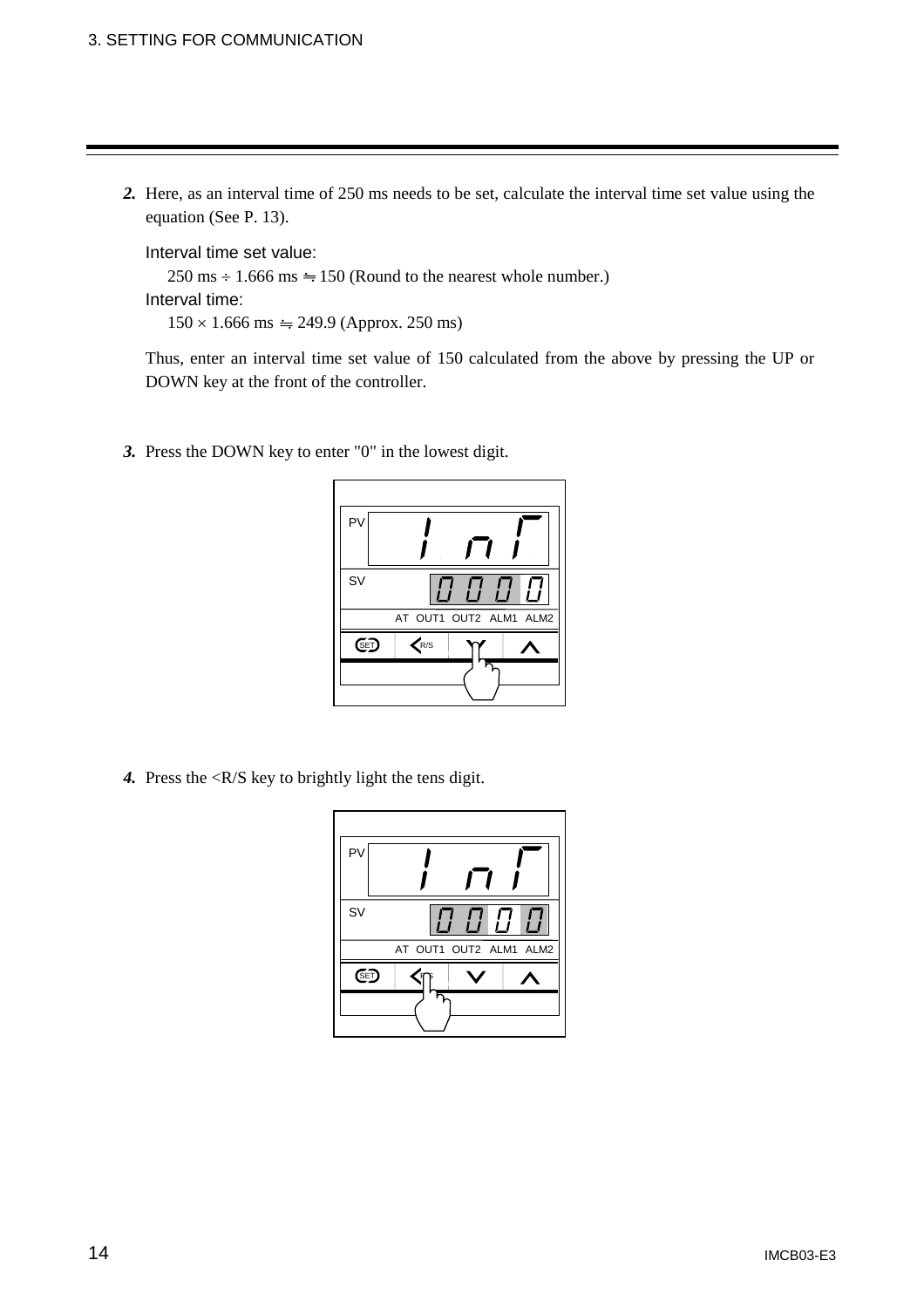***2.*** Here, as an interval time of 250 ms needs to be set, calculate the interval time set value using the equation (See P. 13).

Interval time set value:

250 ms ÷ 1.666 ms ≒ 150 (Round to the nearest whole number.)

Interval time:

150 × 1.666 ms ≒ 249.9 (Approx. 250 ms)

Thus, enter an interval time set value of 150 calculated from the above by pressing the UP or DOWN key at the front of the controller.

***3.*** Press the DOWN key to enter "0" in the lowest digit.

***4.*** Press the <R/S key to brightly light the tens digit.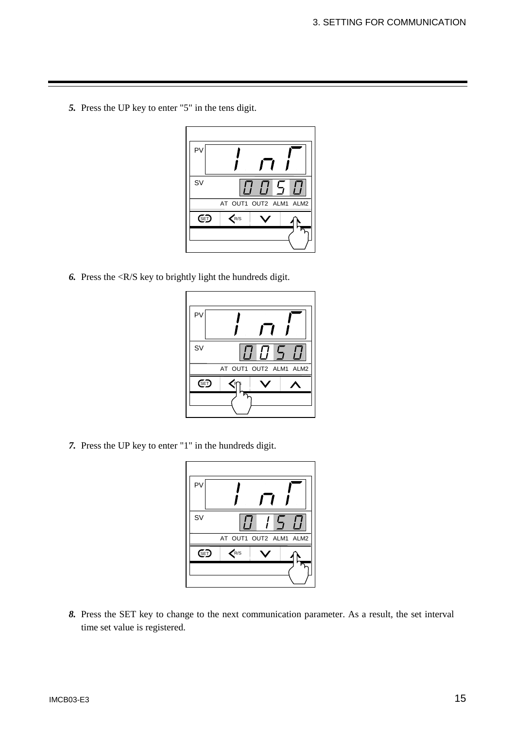***5.*** Press the UP key to enter "5" in the tens digit.

***6.*** Press the <R/S key to brightly light the hundreds digit.

***7.*** Press the UP key to enter "1" in the hundreds digit.

***8.*** Press the SET key to change to the next communication parameter. As a result, the set interval time set value is registered.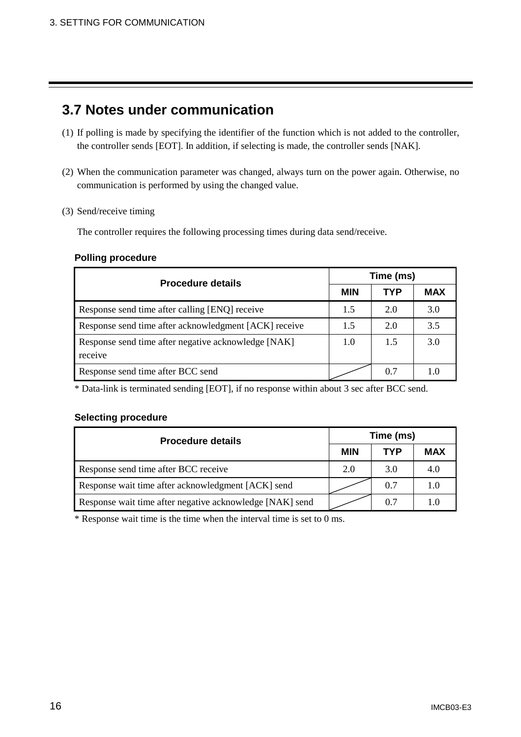## 3.7 Notes under communication

(1) If polling is made by specifying the identifier of the function which is not added to the controller, the controller sends [EOT]. In addition, if selecting is made, the controller sends [NAK].

(2) When the communication parameter was changed, always turn on the power again. Otherwise, no communication is performed by using the changed value.

(3) Send/receive timing

The controller requires the following processing times during data send/receive.

**Polling procedure**

| Procedure details | Time (ms) | | |
|---|---|---|---|
| | MIN | TYP | MAX |
| Response send time after calling [ENQ] receive | 1.5 | 2.0 | 3.0 |
| Response send time after acknowledgment [ACK] receive | 1.5 | 2.0 | 3.5 |
| Response send time after negative acknowledge [NAK] receive | 1.0 | 1.5 | 3.0 |
| Response send time after BCC send | | 0.7 | 1.0 |

* Data-link is terminated sending [EOT], if no response within about 3 sec after BCC send.

**Selecting procedure**

| Procedure details | Time (ms) | | |
|---|---|---|---|
| | MIN | TYP | MAX |
| Response send time after BCC receive | 2.0 | 3.0 | 4.0 |
| Response wait time after acknowledgment [ACK] send | | 0.7 | 1.0 |
| Response wait time after negative acknowledge [NAK] send | | 0.7 | 1.0 |

* Response wait time is the time when the interval time is set to 0 ms.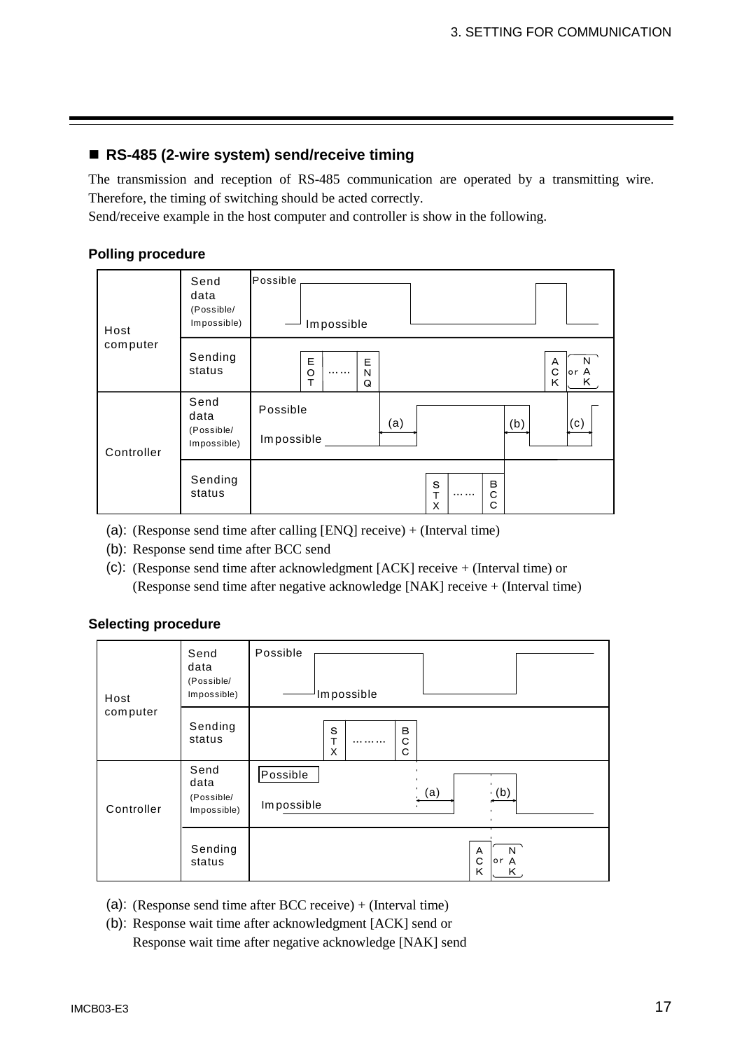## ■ RS-485 (2-wire system) send/receive timing

The transmission and reception of RS-485 communication are operated by a transmitting wire. Therefore, the timing of switching should be acted correctly.

Send/receive example in the host computer and controller is show in the following.

**Polling procedure**

| | | |
|---|---|---|
| Host computer | Send data (Possible/ Impossible) | Possible / Impossible |
| | Sending status | EOT …… ENQ ... ACK or NAK |
| Controller | Send data (Possible/ Impossible) | Possible / Impossible (a) (b) (c) |
| | Sending status | STX …… BCC |

(a): (Response send time after calling [ENQ] receive) + (Interval time)

(b): Response send time after BCC send

(c): (Response send time after acknowledgment [ACK] receive + (Interval time) or (Response send time after negative acknowledge [NAK] receive + (Interval time)

**Selecting procedure**

| | | |
|---|---|---|
| Host computer | Send data (Possible/ Impossible) | Possible / Impossible |
| | Sending status | STX ……… BCC |
| Controller | Send data (Possible/ Impossible) | Possible / Impossible (a) (b) |
| | Sending status | ACK or NAK |

(a): (Response send time after BCC receive) + (Interval time)

(b): Response wait time after acknowledgment [ACK] send or
Response wait time after negative acknowledge [NAK] send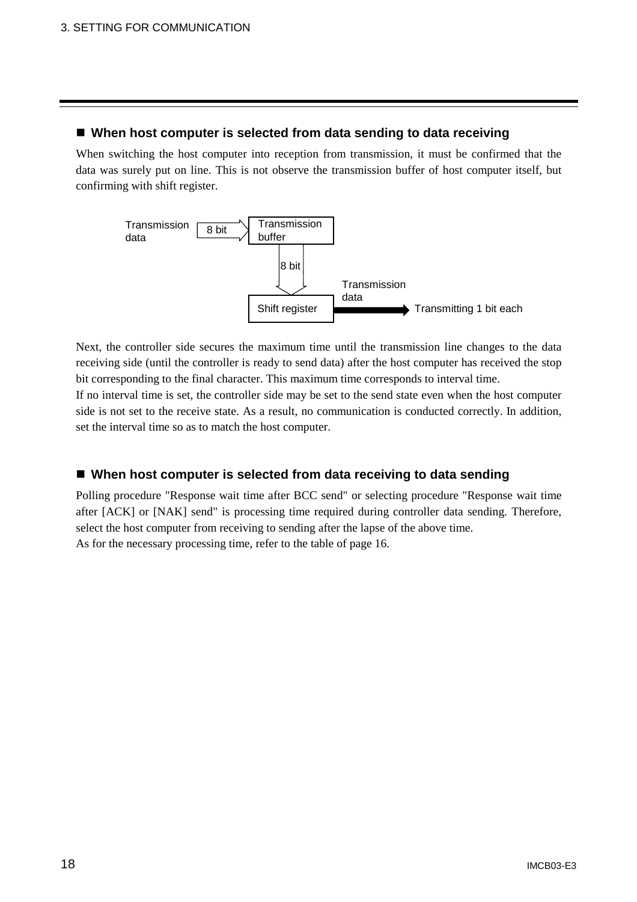## ■ When host computer is selected from data sending to data receiving

When switching the host computer into reception from transmission, it must be confirmed that the data was surely put on line. This is not observe the transmission buffer of host computer itself, but confirming with shift register.

Transmission data → 8 bit → Transmission buffer → 8 bit → Shift register → Transmission data → Transmitting 1 bit each

Next, the controller side secures the maximum time until the transmission line changes to the data receiving side (until the controller is ready to send data) after the host computer has received the stop bit corresponding to the final character. This maximum time corresponds to interval time.

If no interval time is set, the controller side may be set to the send state even when the host computer side is not set to the receive state. As a result, no communication is conducted correctly. In addition, set the interval time so as to match the host computer.

## ■ When host computer is selected from data receiving to data sending

Polling procedure "Response wait time after BCC send" or selecting procedure "Response wait time after [ACK] or [NAK] send" is processing time required during controller data sending. Therefore, select the host computer from receiving to sending after the lapse of the above time.

As for the necessary processing time, refer to the table of page 16.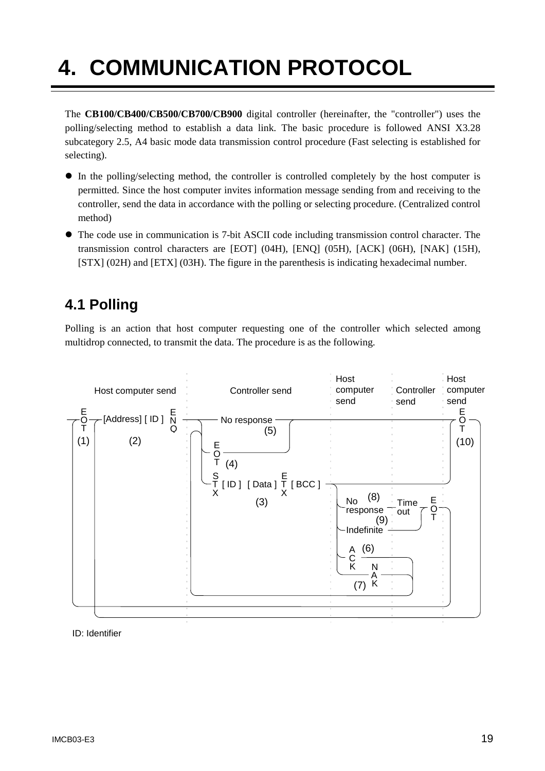# 4. COMMUNICATION PROTOCOL

The **CB100/CB400/CB500/CB700/CB900** digital controller (hereinafter, the "controller") uses the polling/selecting method to establish a data link. The basic procedure is followed ANSI X3.28 subcategory 2.5, A4 basic mode data transmission control procedure (Fast selecting is established for selecting).

- In the polling/selecting method, the controller is controlled completely by the host computer is permitted. Since the host computer invites information message sending from and receiving to the controller, send the data in accordance with the polling or selecting procedure. (Centralized control method)
- The code use in communication is 7-bit ASCII code including transmission control character. The transmission control characters are [EOT] (04H), [ENQ] (05H), [ACK] (06H), [NAK] (15H), [STX] (02H) and [ETX] (03H). The figure in the parenthesis is indicating hexadecimal number.

## 4.1 Polling

Polling is an action that host computer requesting one of the controller which selected among multidrop connected, to transmit the data. The procedure is as the following.

Host computer send | Controller send | Host computer send | Controller send | Host computer send

EOT (1) — [Address] [ ID ] ENQ (2) — No response (5) / EOT (4) / STX [ ID ] [ Data ] ETX [ BCC ] (3) — No response (8) / Indefinite (9) / ACK (6) / NAK (7) — Time out — EOT — EOT (10)

ID: Identifier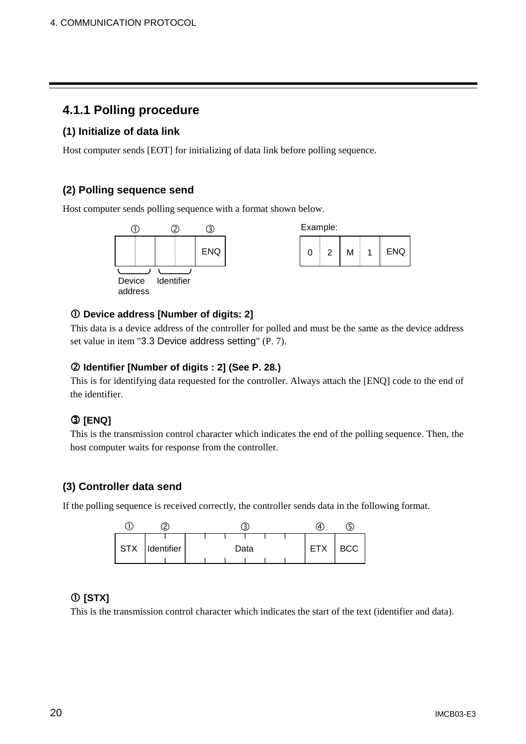## 4.1.1 Polling procedure

### (1) Initialize of data link

Host computer sends [EOT] for initializing of data link before polling sequence.

### (2) Polling sequence send

Host computer sends polling sequence with a format shown below.

| ① | | ② | | ③ |
|---|---|---|---|---|
| | | | | ENQ |

Device address / Identifier

Example:

| 0 | 2 | M | 1 | ENQ |
|---|---|---|---|---|

**① Device address [Number of digits: 2]**

This data is a device address of the controller for polled and must be the same as the device address set value in item "3.3 Device address setting" (P. 7).

**② Identifier [Number of digits : 2] (See P. 28.)**

This is for identifying data requested for the controller. Always attach the [ENQ] code to the end of the identifier.

**③ [ENQ]**

This is the transmission control character which indicates the end of the polling sequence. Then, the host computer waits for response from the controller.

### (3) Controller data send

If the polling sequence is received correctly, the controller sends data in the following format.

| ① | ② | ③ | ④ | ⑤ |
|---|---|---|---|---|
| STX | Identifier | Data | ETX | BCC |

**① [STX]**

This is the transmission control character which indicates the start of the text (identifier and data).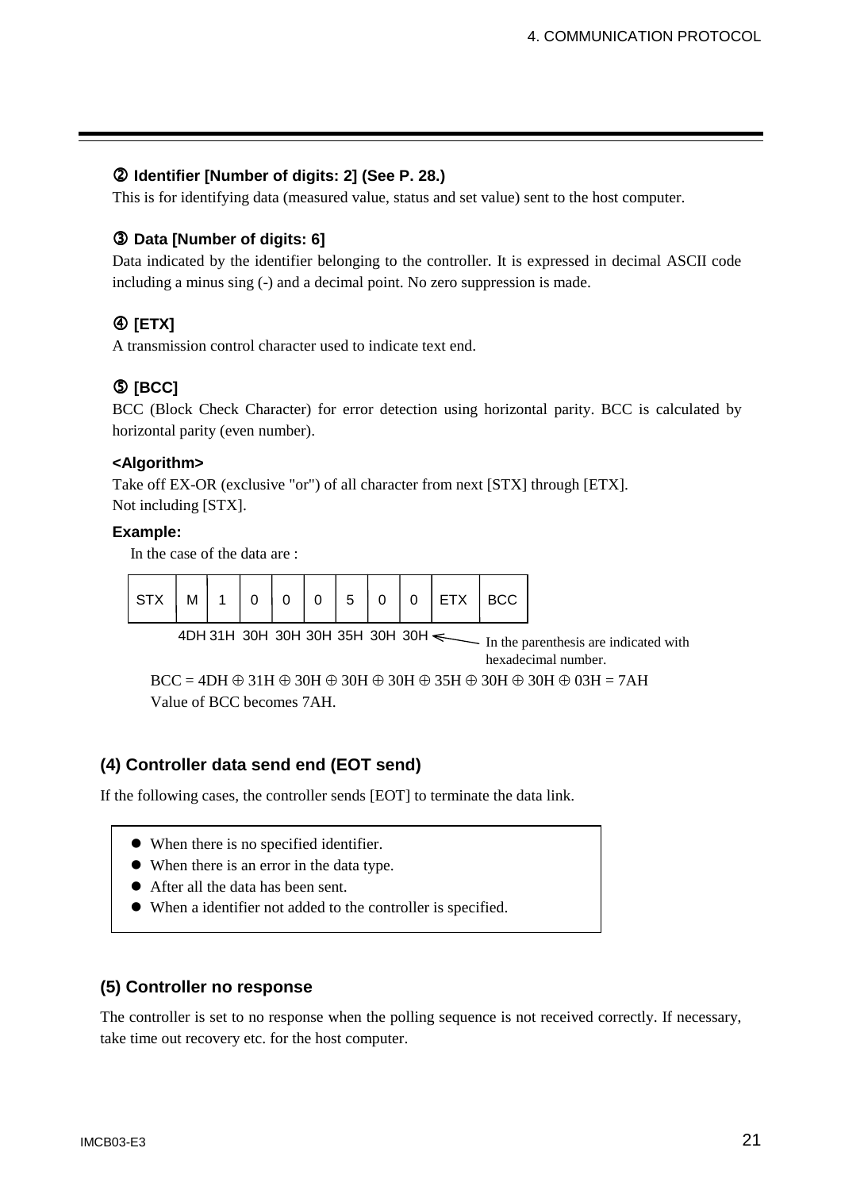### ② Identifier [Number of digits: 2] (See P. 28.)

This is for identifying data (measured value, status and set value) sent to the host computer.

### ③ Data [Number of digits: 6]

Data indicated by the identifier belonging to the controller. It is expressed in decimal ASCII code including a minus sing (-) and a decimal point. No zero suppression is made.

### ④ [ETX]

A transmission control character used to indicate text end.

### ⑤ [BCC]

BCC (Block Check Character) for error detection using horizontal parity. BCC is calculated by horizontal parity (even number).

**<Algorithm>**

Take off EX-OR (exclusive "or") of all character from next [STX] through [ETX].
Not including [STX].

**Example:**

In the case of the data are :

| STX | M | 1 | 0 | 0 | 0 | 5 | 0 | 0 | ETX | BCC |
|---|---|---|---|---|---|---|---|---|---|---|
| | 4DH | 31H | 30H | 30H | 30H | 35H | 30H | 30H | | |

In the parenthesis are indicated with hexadecimal number.

BCC = 4DH ⊕ 31H ⊕ 30H ⊕ 30H ⊕ 30H ⊕ 35H ⊕ 30H ⊕ 30H ⊕ 03H = 7AH
Value of BCC becomes 7AH.

## (4) Controller data send end (EOT send)

If the following cases, the controller sends [EOT] to terminate the data link.

- When there is no specified identifier.
- When there is an error in the data type.
- After all the data has been sent.
- When a identifier not added to the controller is specified.

## (5) Controller no response

The controller is set to no response when the polling sequence is not received correctly. If necessary, take time out recovery etc. for the host computer.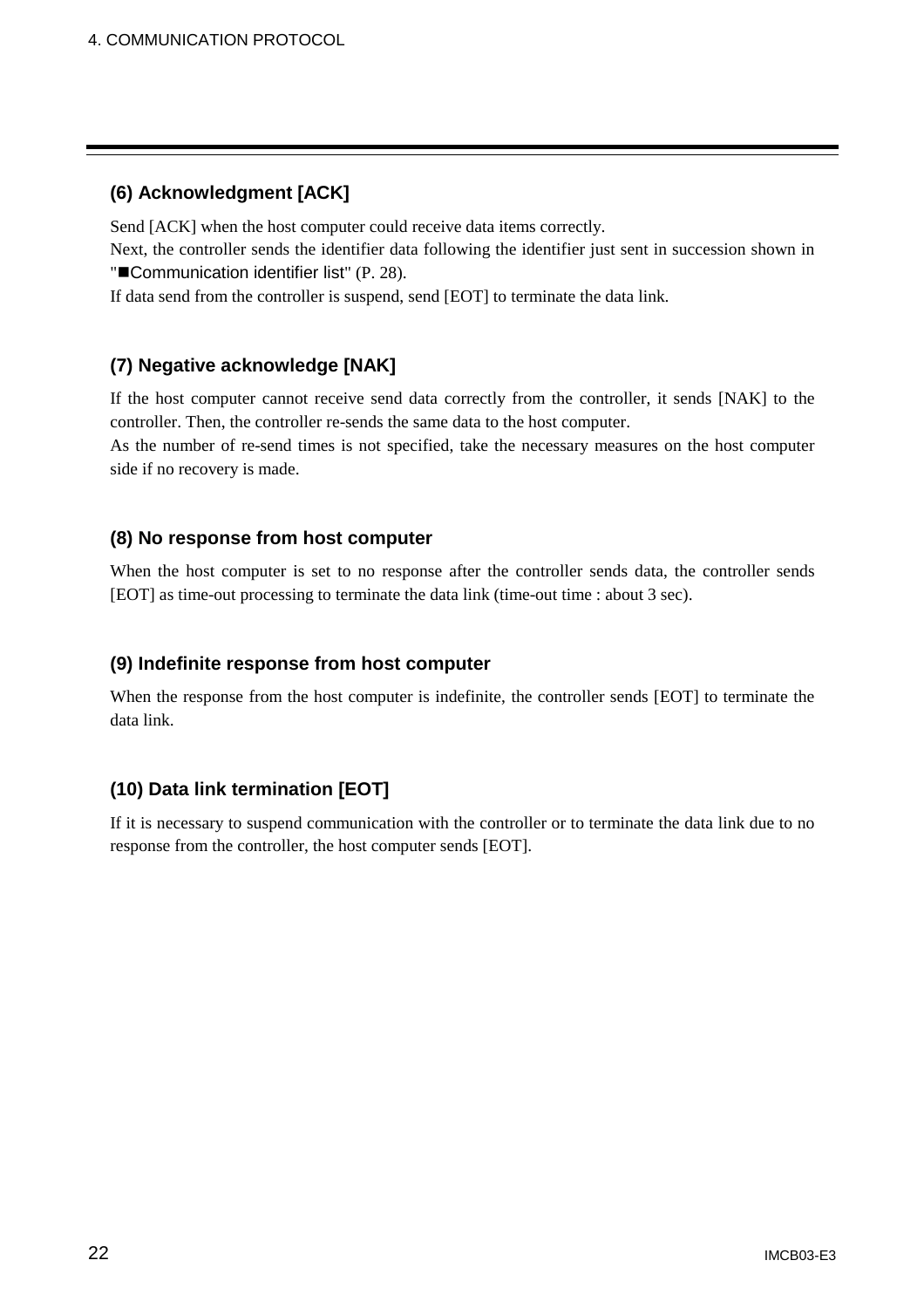### (6) Acknowledgment [ACK]

Send [ACK] when the host computer could receive data items correctly.
Next, the controller sends the identifier data following the identifier just sent in succession shown in "■Communication identifier list" (P. 28).
If data send from the controller is suspend, send [EOT] to terminate the data link.

### (7) Negative acknowledge [NAK]

If the host computer cannot receive send data correctly from the controller, it sends [NAK] to the controller. Then, the controller re-sends the same data to the host computer.
As the number of re-send times is not specified, take the necessary measures on the host computer side if no recovery is made.

### (8) No response from host computer

When the host computer is set to no response after the controller sends data, the controller sends [EOT] as time-out processing to terminate the data link (time-out time : about 3 sec).

### (9) Indefinite response from host computer

When the response from the host computer is indefinite, the controller sends [EOT] to terminate the data link.

### (10) Data link termination [EOT]

If it is necessary to suspend communication with the controller or to terminate the data link due to no response from the controller, the host computer sends [EOT].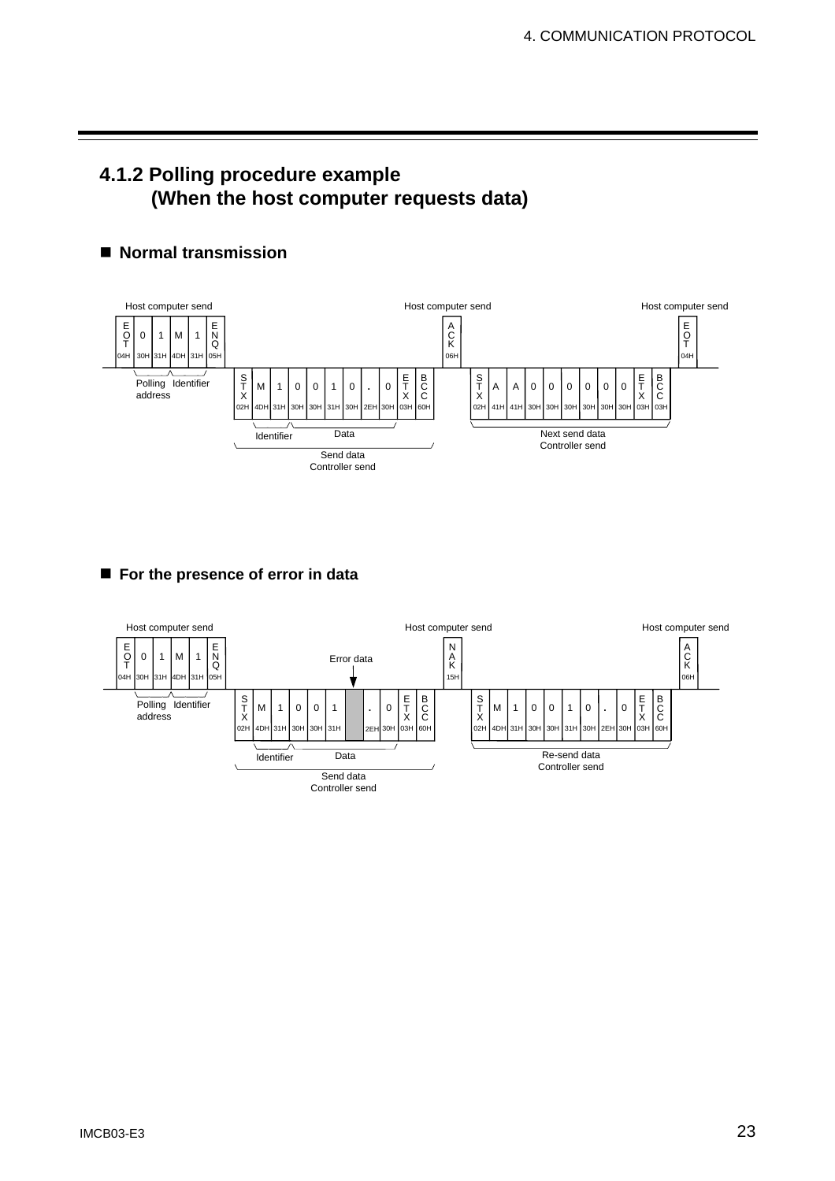## 4.1.2 Polling procedure example (When the host computer requests data)

### ■ Normal transmission

Host computer send:

| EOT | 0 | 1 | M | 1 | ENQ |
|---|---|---|---|---|---|
| 04H | 30H | 31H | 4DH | 31H | 05H |

(0 1 = Polling address; M 1 = Identifier)

Send data (Controller send):

| STX | M | 1 | 0 | 0 | 1 | 0 | . | 0 | ETX | BCC |
|---|---|---|---|---|---|---|---|---|---|---|
| 02H | 4DH | 31H | 30H | 30H | 31H | 30H | 2EH | 30H | 03H | 60H |

(M 1 = Identifier; 0 0 1 0 . 0 = Data)

Host computer send:

| ACK |
|---|
| 06H |

Next send data (Controller send):

| STX | A | A | 0 | 0 | 0 | 0 | 0 | 0 | ETX | BCC |
|---|---|---|---|---|---|---|---|---|---|---|
| 02H | 41H | 41H | 30H | 30H | 30H | 30H | 30H | 30H | 03H | 03H |

Host computer send:

| EOT |
|---|
| 04H |

### ■ For the presence of error in data

Host computer send:

| EOT | 0 | 1 | M | 1 | ENQ |
|---|---|---|---|---|---|
| 04H | 30H | 31H | 4DH | 31H | 05H |

(0 1 = Polling address; M 1 = Identifier)

Send data (Controller send):

| STX | M | 1 | 0 | 0 | 1 | (Error data) | . | 0 | ETX | BCC |
|---|---|---|---|---|---|---|---|---|---|---|
| 02H | 4DH | 31H | 30H | 30H | 31H | | 2EH | 30H | 03H | 60H |

(M 1 = Identifier; remaining characters up to ETX = Data)

Host computer send:

| NAK |
|---|
| 15H |

Re-send data (Controller send):

| STX | M | 1 | 0 | 0 | 1 | 0 | . | 0 | ETX | BCC |
|---|---|---|---|---|---|---|---|---|---|---|
| 02H | 4DH | 31H | 30H | 30H | 31H | 30H | 2EH | 30H | 03H | 60H |

Host computer send:

| ACK |
|---|
| 06H |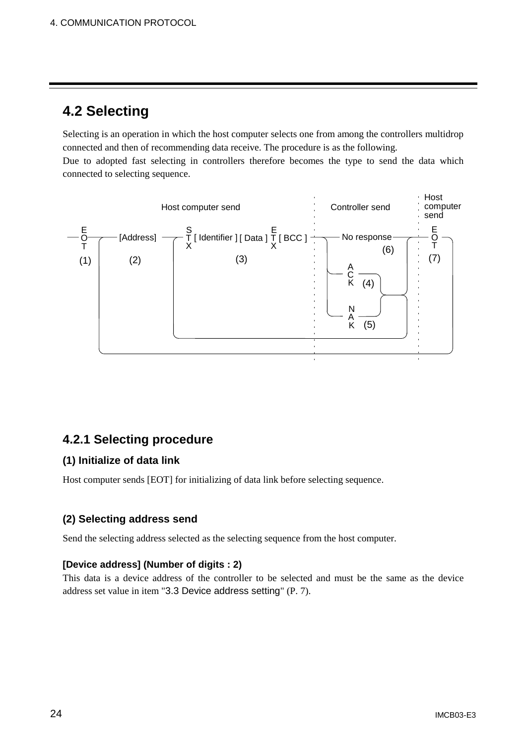## 4.2 Selecting

Selecting is an operation in which the host computer selects one from among the controllers multidrop connected and then of recommending data receive. The procedure is as the following.
Due to adopted fast selecting in controllers therefore becomes the type to send the data which connected to selecting sequence.

```
                    Host computer send                      Controller send     Host computer send

EOT ── [Address] ── STX [ Identifier ] [ Data ] ETX [ BCC ] ── No response ──── EOT
(1)       (2)                    (3)                              (6)            (7)
                                                               ACK (4)
                                                               NAK (5)
```

### 4.2.1 Selecting procedure

#### (1) Initialize of data link

Host computer sends [EOT] for initializing of data link before selecting sequence.

#### (2) Selecting address send

Send the selecting address selected as the selecting sequence from the host computer.

**[Device address] (Number of digits : 2)**

This data is a device address of the controller to be selected and must be the same as the device address set value in item "3.3 Device address setting" (P. 7).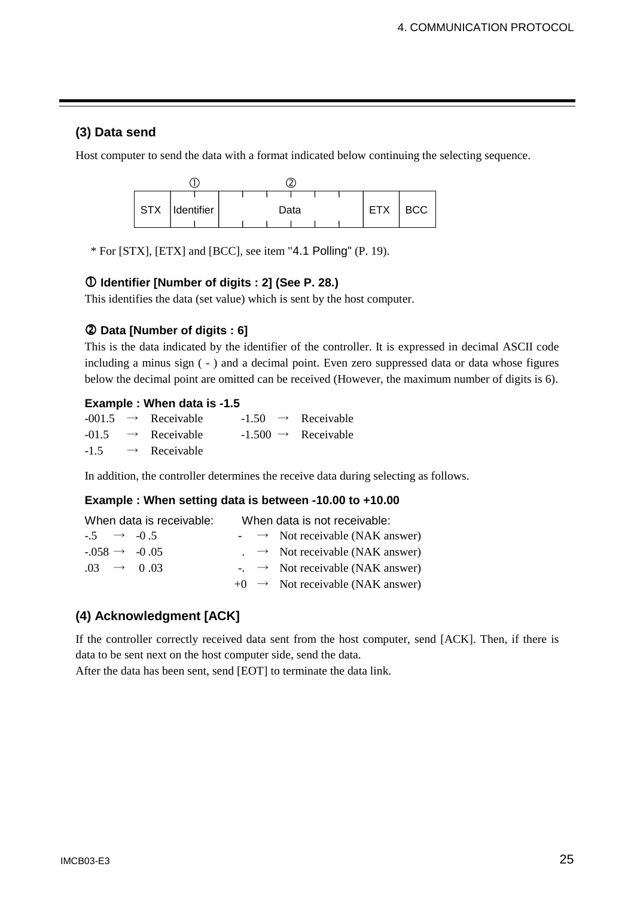### (3) Data send

Host computer to send the data with a format indicated below continuing the selecting sequence.

| | ① | ② | | |
|---|---|---|---|---|
| STX | Identifier | Data | ETX | BCC |

\* For [STX], [ETX] and [BCC], see item "4.1 Polling" (P. 19).

**① Identifier [Number of digits : 2] (See P. 28.)**

This identifies the data (set value) which is sent by the host computer.

**② Data [Number of digits : 6]**

This is the data indicated by the identifier of the controller. It is expressed in decimal ASCII code including a minus sign ( - ) and a decimal point. Even zero suppressed data or data whose figures below the decimal point are omitted can be received (However, the maximum number of digits is 6).

**Example : When data is -1.5**

-001.5 → Receivable    -1.50 → Receivable
-01.5 → Receivable    -1.500 → Receivable
-1.5 → Receivable

In addition, the controller determines the receive data during selecting as follows.

**Example : When setting data is between -10.00 to +10.00**

| When data is receivable: | When data is not receivable: |
|---|---|
| -.5 → -0 .5 | - → Not receivable (NAK answer) |
| -.058 → -0 .05 | . → Not receivable (NAK answer) |
| .03 → 0 .03 | -. → Not receivable (NAK answer) |
| | +0 → Not receivable (NAK answer) |

### (4) Acknowledgment [ACK]

If the controller correctly received data sent from the host computer, send [ACK]. Then, if there is data to be sent next on the host computer side, send the data.
After the data has been sent, send [EOT] to terminate the data link.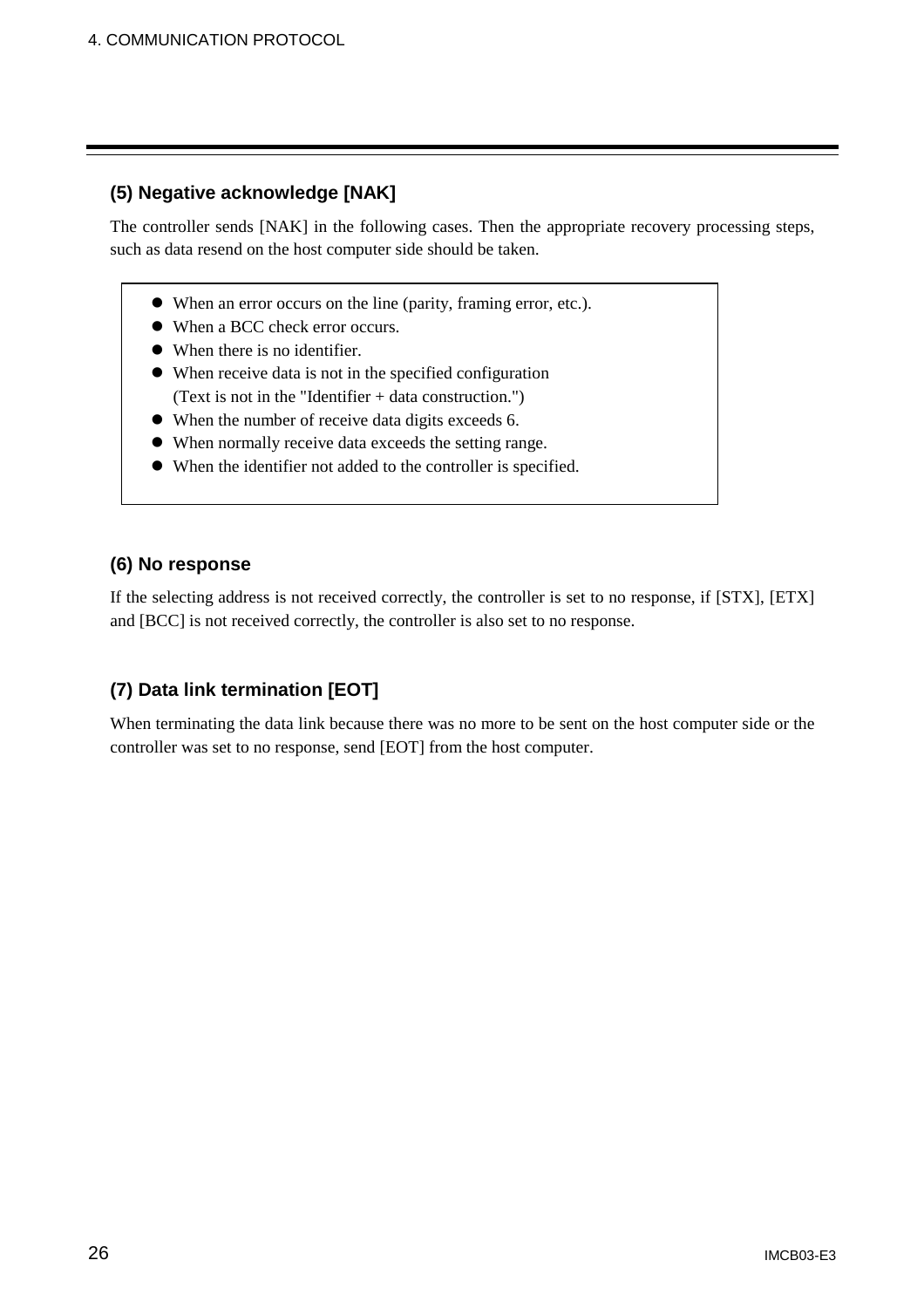### (5) Negative acknowledge [NAK]

The controller sends [NAK] in the following cases. Then the appropriate recovery processing steps, such as data resend on the host computer side should be taken.

- When an error occurs on the line (parity, framing error, etc.).
- When a BCC check error occurs.
- When there is no identifier.
- When receive data is not in the specified configuration (Text is not in the "Identifier + data construction.")
- When the number of receive data digits exceeds 6.
- When normally receive data exceeds the setting range.
- When the identifier not added to the controller is specified.

### (6) No response

If the selecting address is not received correctly, the controller is set to no response, if [STX], [ETX] and [BCC] is not received correctly, the controller is also set to no response.

### (7) Data link termination [EOT]

When terminating the data link because there was no more to be sent on the host computer side or the controller was set to no response, send [EOT] from the host computer.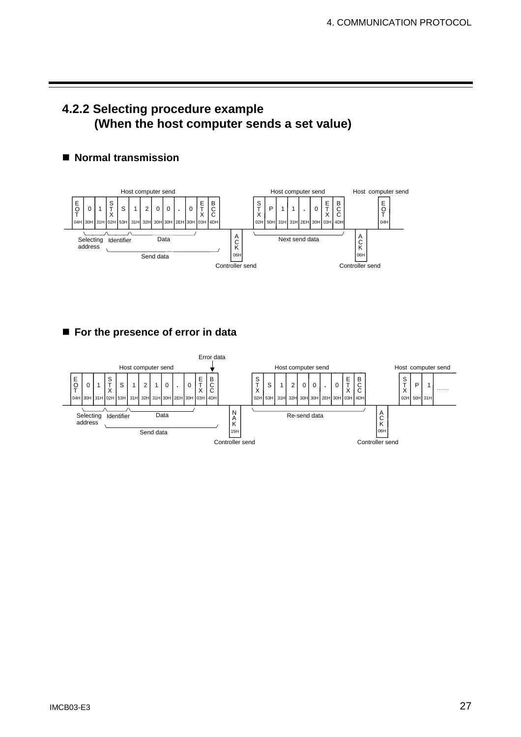## 4.2.2 Selecting procedure example (When the host computer sends a set value)

### ■ Normal transmission

Host computer send

| E O T | 0 | 1 | S T X | S | 1 | 2 | 0 | 0 | . | 0 | E T X | B C C |
|---|---|---|---|---|---|---|---|---|---|---|---|---|
| 04H | 30H | 31H | 02H | 53H | 31H | 32H | 30H | 30H | 2EH | 30H | 03H | 4DH |

Selecting address / Identifier / Data / Send data

Controller send: ACK (06H)

Host computer send

| S T X | P | 1 | 1 | . | 0 | E T X | B C C |
|---|---|---|---|---|---|---|---|
| 02H | 50H | 31H | 31H | 2EH | 30H | 03H | 4DH |

Next send data

Controller send: ACK (06H)

Host computer send: EOT (04H)

### ■ For the presence of error in data

Host computer send (Error data)

| E O T | 0 | 1 | S T X | S | 1 | 2 | 1 | 0 | . | 0 | E T X | B C C |
|---|---|---|---|---|---|---|---|---|---|---|---|---|
| 04H | 30H | 31H | 02H | 53H | 31H | 32H | 31H | 30H | 2EH | 30H | 03H | 4DH |

Selecting address / Identifier / Data / Send data

Controller send: NAK (15H)

Host computer send

| S T X | S | 1 | 2 | 0 | 0 | . | 0 | E T X | B C C |
|---|---|---|---|---|---|---|---|---|---|
| 02H | 53H | 31H | 32H | 30H | 30H | 2EH | 30H | 03H | 4DH |

Re-send data

Controller send: ACK (06H)

Host computer send

| S T X | P | 1 | …… |
|---|---|---|---|
| 02H | 50H | 31H | |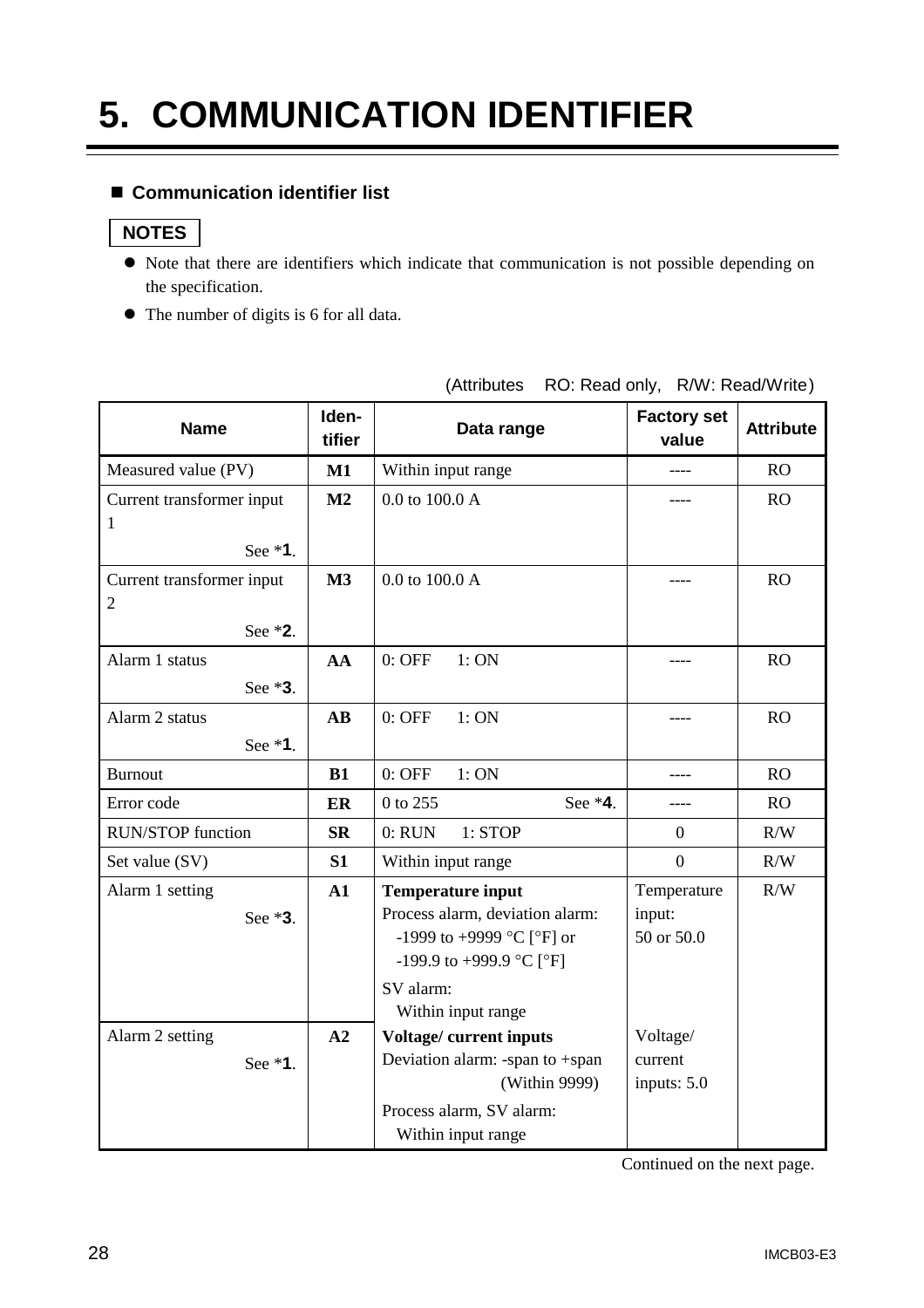# 5. COMMUNICATION IDENTIFIER

## ■ Communication identifier list

**NOTES**

- Note that there are identifiers which indicate that communication is not possible depending on the specification.
- The number of digits is 6 for all data.

(Attributes RO: Read only, R/W: Read/Write)

| Name | Iden-tifier | Data range | Factory set value | Attribute |
|---|---|---|---|---|
| Measured value (PV) | **M1** | Within input range | ---- | RO |
| Current transformer input 1 See *1. | **M2** | 0.0 to 100.0 A | ---- | RO |
| Current transformer input 2 See *2. | **M3** | 0.0 to 100.0 A | ---- | RO |
| Alarm 1 status See *3. | **AA** | 0: OFF 1: ON | ---- | RO |
| Alarm 2 status See *1. | **AB** | 0: OFF 1: ON | ---- | RO |
| Burnout | **B1** | 0: OFF 1: ON | ---- | RO |
| Error code | **ER** | 0 to 255 See *4. | ---- | RO |
| RUN/STOP function | **SR** | 0: RUN 1: STOP | 0 | R/W |
| Set value (SV) | **S1** | Within input range | 0 | R/W |
| Alarm 1 setting See *3. | **A1** | **Temperature input** Process alarm, deviation alarm: -1999 to +9999 °C [°F] or -199.9 to +999.9 °C [°F] SV alarm: Within input range | Temperature input: 50 or 50.0 | R/W |
| Alarm 2 setting See *1. | **A2** | **Voltage/ current inputs** Deviation alarm: -span to +span (Within 9999) Process alarm, SV alarm: Within input range | Voltage/ current inputs: 5.0 | |

Continued on the next page.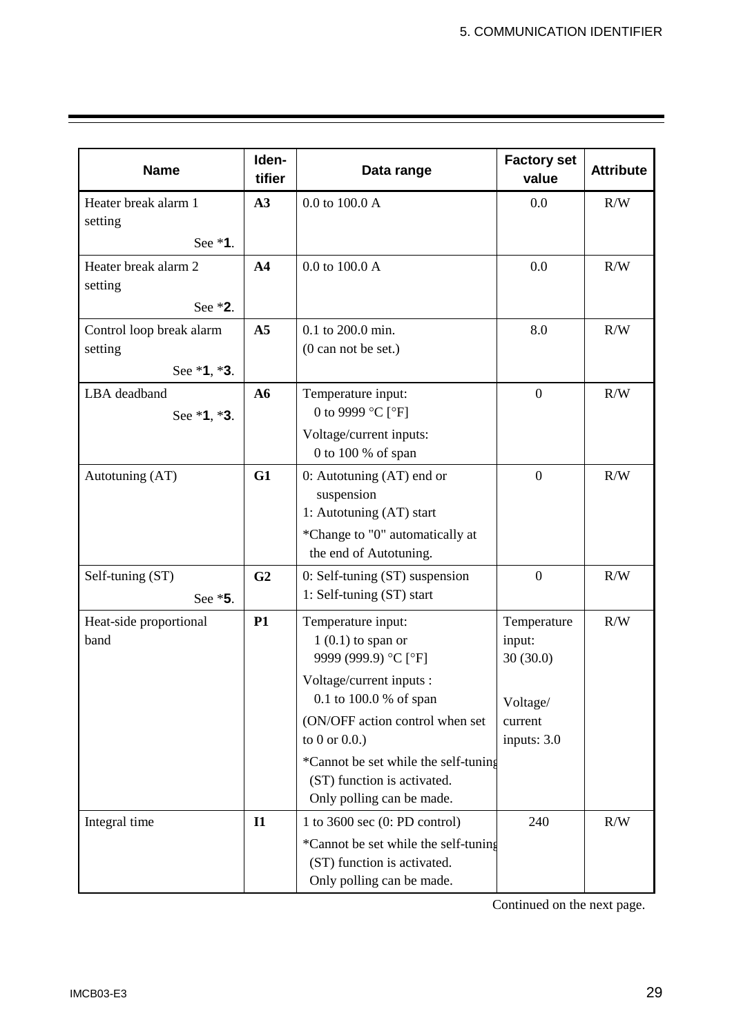| Name | Identifier | Data range | Factory set value | Attribute |
|---|---|---|---|---|
| Heater break alarm 1 setting See *1. | **A3** | 0.0 to 100.0 A | 0.0 | R/W |
| Heater break alarm 2 setting See *2. | **A4** | 0.0 to 100.0 A | 0.0 | R/W |
| Control loop break alarm setting See *1, *3. | **A5** | 0.1 to 200.0 min. (0 can not be set.) | 8.0 | R/W |
| LBA deadband See *1, *3. | **A6** | Temperature input: 0 to 9999 °C [°F]<br>Voltage/current inputs: 0 to 100 % of span | 0 | R/W |
| Autotuning (AT) | **G1** | 0: Autotuning (AT) end or suspension<br>1: Autotuning (AT) start<br>*Change to "0" automatically at the end of Autotuning. | 0 | R/W |
| Self-tuning (ST) See *5. | **G2** | 0: Self-tuning (ST) suspension<br>1: Self-tuning (ST) start | 0 | R/W |
| Heat-side proportional band | **P1** | Temperature input: 1 (0.1) to span or 9999 (999.9) °C [°F]<br>Voltage/current inputs : 0.1 to 100.0 % of span<br>(ON/OFF action control when set to 0 or 0.0.)<br>*Cannot be set while the self-tuning (ST) function is activated. Only polling can be made. | Temperature input: 30 (30.0)<br>Voltage/ current inputs: 3.0 | R/W |
| Integral time | **I1** | 1 to 3600 sec (0: PD control)<br>*Cannot be set while the self-tuning (ST) function is activated. Only polling can be made. | 240 | R/W |

Continued on the next page.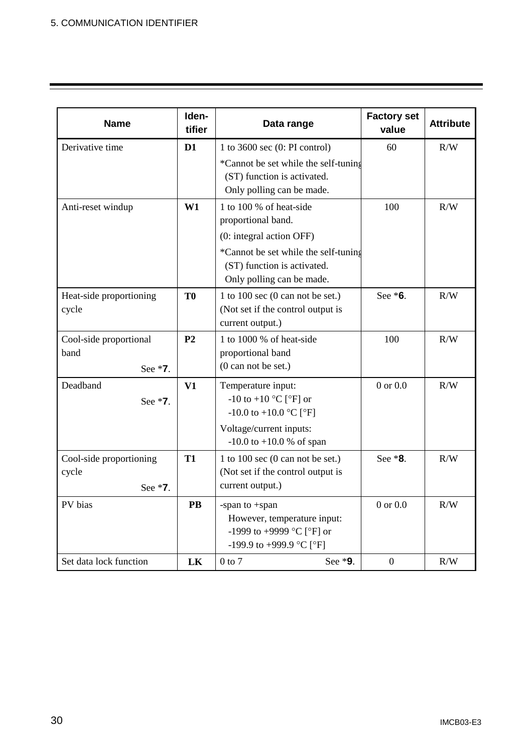| Name | Iden-tifier | Data range | Factory set value | Attribute |
|---|---|---|---|---|
| Derivative time | **D1** | 1 to 3600 sec (0: PI control)<br>*Cannot be set while the self-tuning (ST) function is activated. Only polling can be made. | 60 | R/W |
| Anti-reset windup | **W1** | 1 to 100 % of heat-side proportional band.<br>(0: integral action OFF)<br>*Cannot be set while the self-tuning (ST) function is activated. Only polling can be made. | 100 | R/W |
| Heat-side proportioning cycle | **T0** | 1 to 100 sec (0 can not be set.) (Not set if the control output is current output.) | See ***6**. | R/W |
| Cool-side proportional band See ***7**. | **P2** | 1 to 1000 % of heat-side proportional band (0 can not be set.) | 100 | R/W |
| Deadband See ***7**. | **V1** | Temperature input:<br>-10 to +10 °C [°F] or<br>-10.0 to +10.0 °C [°F]<br>Voltage/current inputs:<br>-10.0 to +10.0 % of span | 0 or 0.0 | R/W |
| Cool-side proportioning cycle See ***7**. | **T1** | 1 to 100 sec (0 can not be set.) (Not set if the control output is current output.) | See ***8**. | R/W |
| PV bias | **PB** | -span to +span<br>However, temperature input:<br>-1999 to +9999 °C [°F] or<br>-199.9 to +999.9 °C [°F] | 0 or 0.0 | R/W |
| Set data lock function | **LK** | 0 to 7 See ***9**. | 0 | R/W |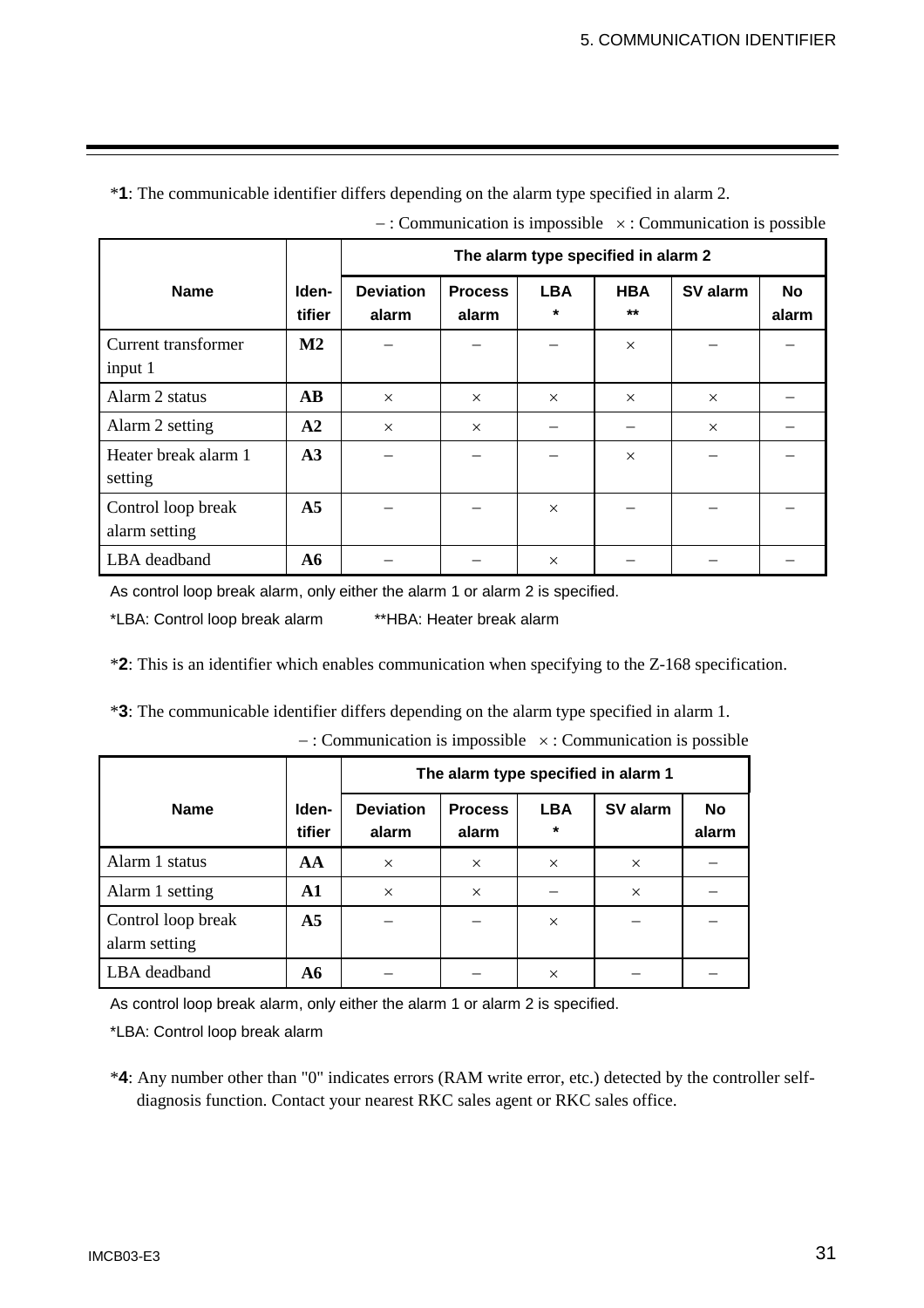*1: The communicable identifier differs depending on the alarm type specified in alarm 2.

− : Communication is impossible × : Communication is possible

| Name | Iden-tifier | The alarm type specified in alarm 2 | | | | | |
|---|---|---|---|---|---|---|---|
| | | Deviation alarm | Process alarm | LBA * | HBA ** | SV alarm | No alarm |
| Current transformer input 1 | M2 | − | − | − | × | − | − |
| Alarm 2 status | AB | × | × | × | × | × | − |
| Alarm 2 setting | A2 | × | × | − | − | × | − |
| Heater break alarm 1 setting | A3 | − | − | − | × | − | − |
| Control loop break alarm setting | A5 | − | − | × | − | − | − |
| LBA deadband | A6 | − | − | × | − | − | − |

As control loop break alarm, only either the alarm 1 or alarm 2 is specified.

*LBA: Control loop break alarm **HBA: Heater break alarm

*2: This is an identifier which enables communication when specifying to the Z-168 specification.

*3: The communicable identifier differs depending on the alarm type specified in alarm 1.

− : Communication is impossible × : Communication is possible

| Name | Iden-tifier | The alarm type specified in alarm 1 | | | | |
|---|---|---|---|---|---|---|
| | | Deviation alarm | Process alarm | LBA * | SV alarm | No alarm |
| Alarm 1 status | AA | × | × | × | × | − |
| Alarm 1 setting | A1 | × | × | − | × | − |
| Control loop break alarm setting | A5 | − | − | × | − | − |
| LBA deadband | A6 | − | − | × | − | − |

As control loop break alarm, only either the alarm 1 or alarm 2 is specified.

*LBA: Control loop break alarm

*4: Any number other than "0" indicates errors (RAM write error, etc.) detected by the controller self-diagnosis function. Contact your nearest RKC sales agent or RKC sales office.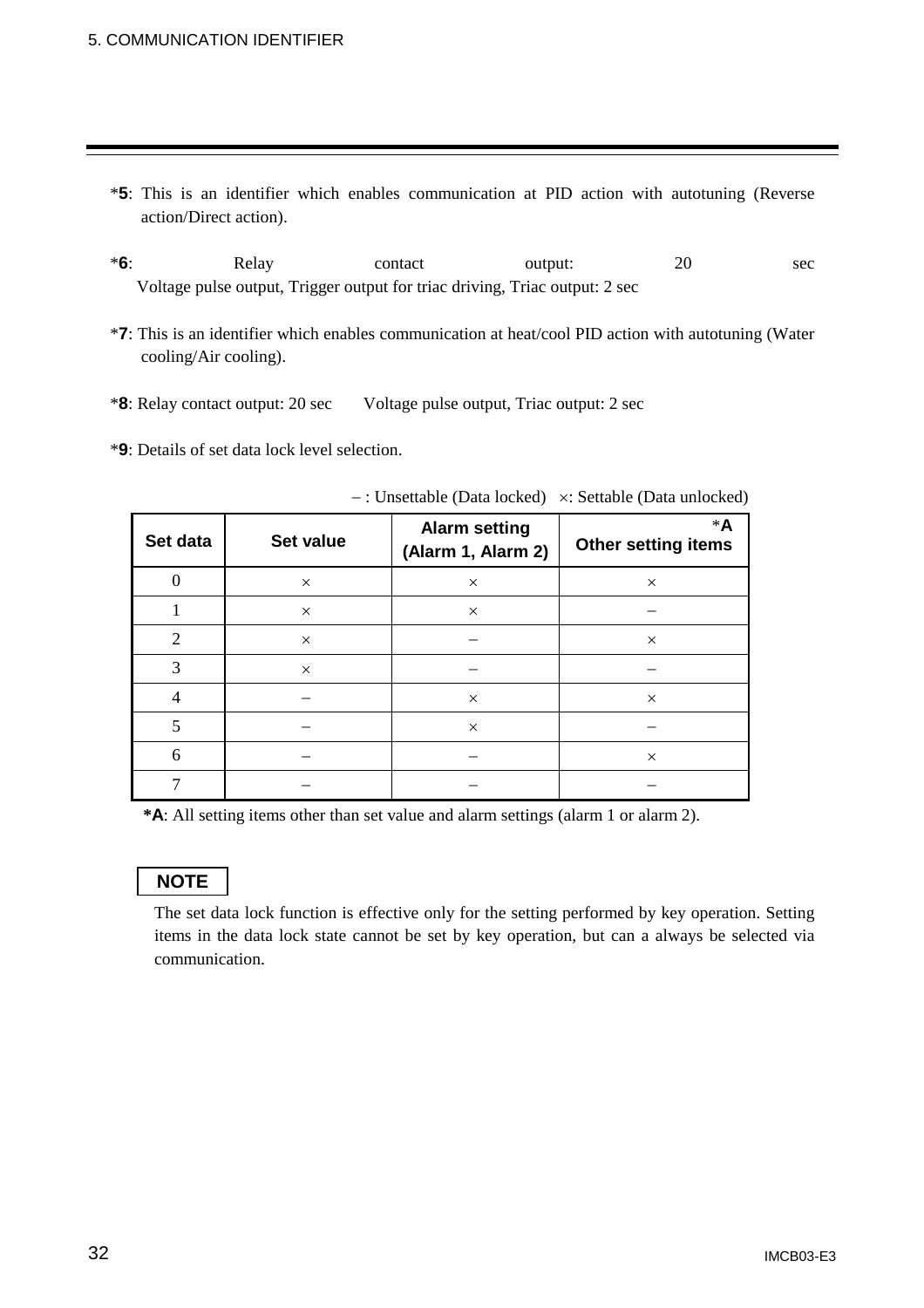*5: This is an identifier which enables communication at PID action with autotuning (Reverse action/Direct action).

*6: Relay contact output: 20 sec
Voltage pulse output, Trigger output for triac driving, Triac output: 2 sec

*7: This is an identifier which enables communication at heat/cool PID action with autotuning (Water cooling/Air cooling).

*8: Relay contact output: 20 sec Voltage pulse output, Triac output: 2 sec

*9: Details of set data lock level selection.

– : Unsettable (Data locked) ×: Settable (Data unlocked)

| Set data | Set value | Alarm setting (Alarm 1, Alarm 2) | *A Other setting items |
|---|---|---|---|
| 0 | × | × | × |
| 1 | × | × | – |
| 2 | × | – | × |
| 3 | × | – | – |
| 4 | – | × | × |
| 5 | – | × | – |
| 6 | – | – | × |
| 7 | – | – | – |

**\*A**: All setting items other than set value and alarm settings (alarm 1 or alarm 2).

**NOTE**

The set data lock function is effective only for the setting performed by key operation. Setting items in the data lock state cannot be set by key operation, but can a always be selected via communication.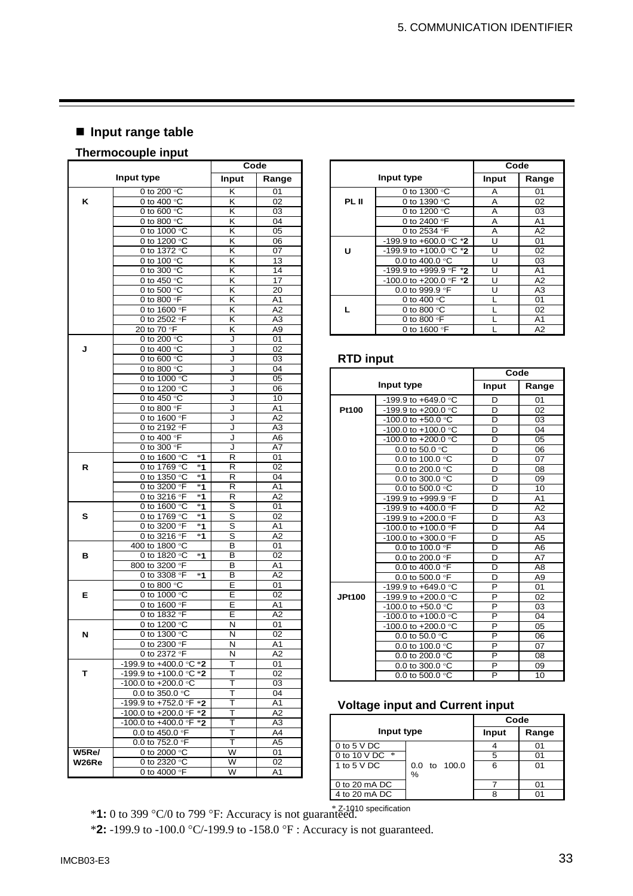## ■ Input range table

### Thermocouple input

| Input type | | Code | |
|---|---|---|---|
| | | Input | Range |
| K | 0 to 200 °C | K | 01 |
| | 0 to 400 °C | K | 02 |
| | 0 to 600 °C | K | 03 |
| | 0 to 800 °C | K | 04 |
| | 0 to 1000 °C | K | 05 |
| | 0 to 1200 °C | K | 06 |
| | 0 to 1372 °C | K | 07 |
| | 0 to 100 °C | K | 13 |
| | 0 to 300 °C | K | 14 |
| | 0 to 450 °C | K | 17 |
| | 0 to 500 °C | K | 20 |
| | 0 to 800 °F | K | A1 |
| | 0 to 1600 °F | K | A2 |
| | 0 to 2502 °F | K | A3 |
| | 20 to 70 °F | K | A9 |
| J | 0 to 200 °C | J | 01 |
| | 0 to 400 °C | J | 02 |
| | 0 to 600 °C | J | 03 |
| | 0 to 800 °C | J | 04 |
| | 0 to 1000 °C | J | 05 |
| | 0 to 1200 °C | J | 06 |
| | 0 to 450 °C | J | 10 |
| | 0 to 800 °F | J | A1 |
| | 0 to 1600 °F | J | A2 |
| | 0 to 2192 °F | J | A3 |
| | 0 to 400 °F | J | A6 |
| | 0 to 300 °F | J | A7 |
| R | 0 to 1600 °C *1 | R | 01 |
| | 0 to 1769 °C *1 | R | 02 |
| | 0 to 1350 °C *1 | R | 04 |
| | 0 to 3200 °F *1 | R | A1 |
| | 0 to 3216 °F *1 | R | A2 |
| S | 0 to 1600 °C *1 | S | 01 |
| | 0 to 1769 °C *1 | S | 02 |
| | 0 to 3200 °F *1 | S | A1 |
| | 0 to 3216 °F *1 | S | A2 |
| B | 400 to 1800 °C | B | 01 |
| | 0 to 1820 °C *1 | B | 02 |
| | 800 to 3200 °F | B | A1 |
| | 0 to 3308 °F *1 | B | A2 |
| E | 0 to 800 °C | E | 01 |
| | 0 to 1000 °C | E | 02 |
| | 0 to 1600 °F | E | A1 |
| | 0 to 1832 °F | E | A2 |
| N | 0 to 1200 °C | N | 01 |
| | 0 to 1300 °C | N | 02 |
| | 0 to 2300 °F | N | A1 |
| | 0 to 2372 °F | N | A2 |
| T | -199.9 to +400.0 °C *2 | T | 01 |
| | -199.9 to +100.0 °C *2 | T | 02 |
| | -100.0 to +200.0 °C | T | 03 |
| | 0.0 to 350.0 °C | T | 04 |
| | -199.9 to +752.0 °F *2 | T | A1 |
| | -100.0 to +200.0 °F *2 | T | A2 |
| | -100.0 to +400.0 °F *2 | T | A3 |
| | 0.0 to 450.0 °F | T | A4 |
| | 0.0 to 752.0 °F | T | A5 |
| W5Re/W26Re | 0 to 2000 °C | W | 01 |
| | 0 to 2320 °C | W | 02 |
| | 0 to 4000 °F | W | A1 |
| PL II | 0 to 1300 °C | A | 01 |
| | 0 to 1390 °C | A | 02 |
| | 0 to 1200 °C | A | 03 |
| | 0 to 2400 °F | A | A1 |
| | 0 to 2534 °F | A | A2 |
| U | -199.9 to +600.0 °C *2 | U | 01 |
| | -199.9 to +100.0 °C *2 | U | 02 |
| | 0.0 to 400.0 °C | U | 03 |
| | -199.9 to +999.9 °F *2 | U | A1 |
| | -100.0 to +200.0 °F *2 | U | A2 |
| | 0.0 to 999.9 °F | U | A3 |
| L | 0 to 400 °C | L | 01 |
| | 0 to 800 °C | L | 02 |
| | 0 to 800 °F | L | A1 |
| | 0 to 1600 °F | L | A2 |

### RTD input

| Input type | | Code | |
|---|---|---|---|
| | | Input | Range |
| Pt100 | -199.9 to +649.0 °C | D | 01 |
| | -199.9 to +200.0 °C | D | 02 |
| | -100.0 to +50.0 °C | D | 03 |
| | -100.0 to +100.0 °C | D | 04 |
| | -100.0 to +200.0 °C | D | 05 |
| | 0.0 to 50.0 °C | D | 06 |
| | 0.0 to 100.0 °C | D | 07 |
| | 0.0 to 200.0 °C | D | 08 |
| | 0.0 to 300.0 °C | D | 09 |
| | 0.0 to 500.0 °C | D | 10 |
| | -199.9 to +999.9 °F | D | A1 |
| | -199.9 to +400.0 °F | D | A2 |
| | -199.9 to +200.0 °F | D | A3 |
| | -100.0 to +100.0 °F | D | A4 |
| | -100.0 to +300.0 °F | D | A5 |
| | 0.0 to 100.0 °F | D | A6 |
| | 0.0 to 200.0 °F | D | A7 |
| | 0.0 to 400.0 °F | D | A8 |
| | 0.0 to 500.0 °F | D | A9 |
| JPt100 | -199.9 to +649.0 °C | P | 01 |
| | -199.9 to +200.0 °C | P | 02 |
| | -100.0 to +50.0 °C | P | 03 |
| | -100.0 to +100.0 °C | P | 04 |
| | -100.0 to +200.0 °C | P | 05 |
| | 0.0 to 50.0 °C | P | 06 |
| | 0.0 to 100.0 °C | P | 07 |
| | 0.0 to 200.0 °C | P | 08 |
| | 0.0 to 300.0 °C | P | 09 |
| | 0.0 to 500.0 °C | P | 10 |

### Voltage input and Current input

| Input type | | Code | |
|---|---|---|---|
| | | Input | Range |
| 0 to 5 V DC | 0.0 to 100.0 % | 4 | 01 |
| 0 to 10 V DC * | | 5 | 01 |
| 1 to 5 V DC | | 6 | 01 |
| 0 to 20 mA DC | | 7 | 01 |
| 4 to 20 mA DC | | 8 | 01 |

* Z-1010 specification

*1: 0 to 399 °C/0 to 799 °F: Accuracy is not guaranteed.

*2: -199.9 to -100.0 °C/-199.9 to -158.0 °F : Accuracy is not guaranteed.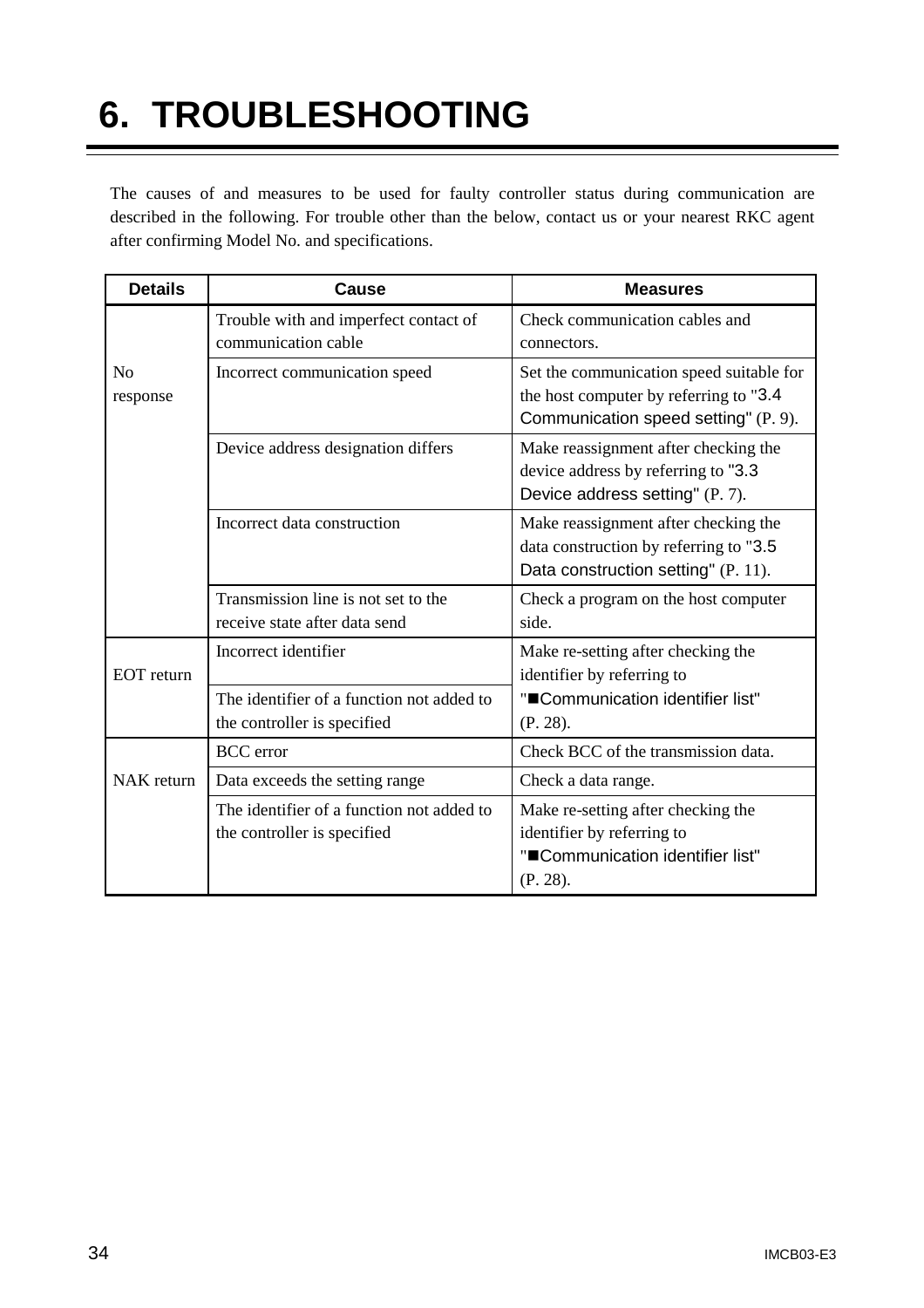# 6. TROUBLESHOOTING

The causes of and measures to be used for faulty controller status during communication are described in the following. For trouble other than the below, contact us or your nearest RKC agent after confirming Model No. and specifications.

| Details | Cause | Measures |
|---|---|---|
| No response | Trouble with and imperfect contact of communication cable | Check communication cables and connectors. |
| | Incorrect communication speed | Set the communication speed suitable for the host computer by referring to "3.4 Communication speed setting" (P. 9). |
| | Device address designation differs | Make reassignment after checking the device address by referring to "3.3 Device address setting" (P. 7). |
| | Incorrect data construction | Make reassignment after checking the data construction by referring to "3.5 Data construction setting" (P. 11). |
| | Transmission line is not set to the receive state after data send | Check a program on the host computer side. |
| EOT return | Incorrect identifier | Make re-setting after checking the identifier by referring to "■Communication identifier list" (P. 28). |
| | The identifier of a function not added to the controller is specified | |
| NAK return | BCC error | Check BCC of the transmission data. |
| | Data exceeds the setting range | Check a data range. |
| | The identifier of a function not added to the controller is specified | Make re-setting after checking the identifier by referring to "■Communication identifier list" (P. 28). |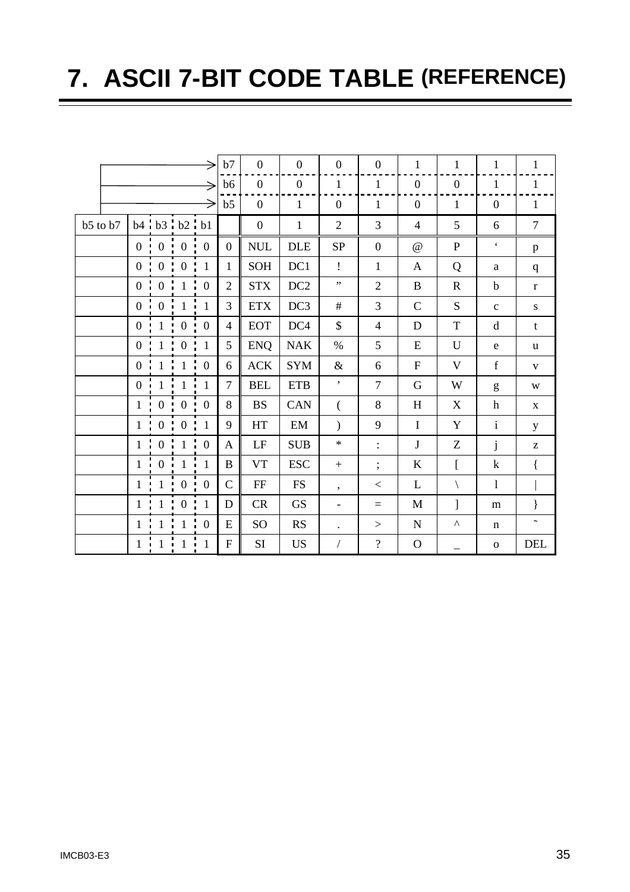# 7. ASCII 7-BIT CODE TABLE (REFERENCE)

| | | | | | b7 | 0 | 0 | 0 | 0 | 1 | 1 | 1 | 1 |
|---|---|---|---|---|---|---|---|---|---|---|---|---|---|
| | | | | | b6 | 0 | 0 | 1 | 1 | 0 | 0 | 1 | 1 |
| | | | | | b5 | 0 | 1 | 0 | 1 | 0 | 1 | 0 | 1 |
| b5 to b7 | b4 | b3 | b2 | b1 | | 0 | 1 | 2 | 3 | 4 | 5 | 6 | 7 |
| | 0 | 0 | 0 | 0 | 0 | NUL | DLE | SP | 0 | @ | P | ‘ | p |
| | 0 | 0 | 0 | 1 | 1 | SOH | DC1 | ! | 1 | A | Q | a | q |
| | 0 | 0 | 1 | 0 | 2 | STX | DC2 | ” | 2 | B | R | b | r |
| | 0 | 0 | 1 | 1 | 3 | ETX | DC3 | # | 3 | C | S | c | s |
| | 0 | 1 | 0 | 0 | 4 | EOT | DC4 | $ | 4 | D | T | d | t |
| | 0 | 1 | 0 | 1 | 5 | ENQ | NAK | % | 5 | E | U | e | u |
| | 0 | 1 | 1 | 0 | 6 | ACK | SYM | & | 6 | F | V | f | v |
| | 0 | 1 | 1 | 1 | 7 | BEL | ETB | ’ | 7 | G | W | g | w |
| | 1 | 0 | 0 | 0 | 8 | BS | CAN | ( | 8 | H | X | h | x |
| | 1 | 0 | 0 | 1 | 9 | HT | EM | ) | 9 | I | Y | i | y |
| | 1 | 0 | 1 | 0 | A | LF | SUB | * | : | J | Z | j | z |
| | 1 | 0 | 1 | 1 | B | VT | ESC | + | ; | K | [ | k | { |
| | 1 | 1 | 0 | 0 | C | FF | FS | , | < | L | \ | l | \| |
| | 1 | 1 | 0 | 1 | D | CR | GS | - | = | M | ] | m | } |
| | 1 | 1 | 1 | 0 | E | SO | RS | . | > | N | ^ | n | ˜ |
| | 1 | 1 | 1 | 1 | F | SI | US | / | ? | O | _ | o | DEL |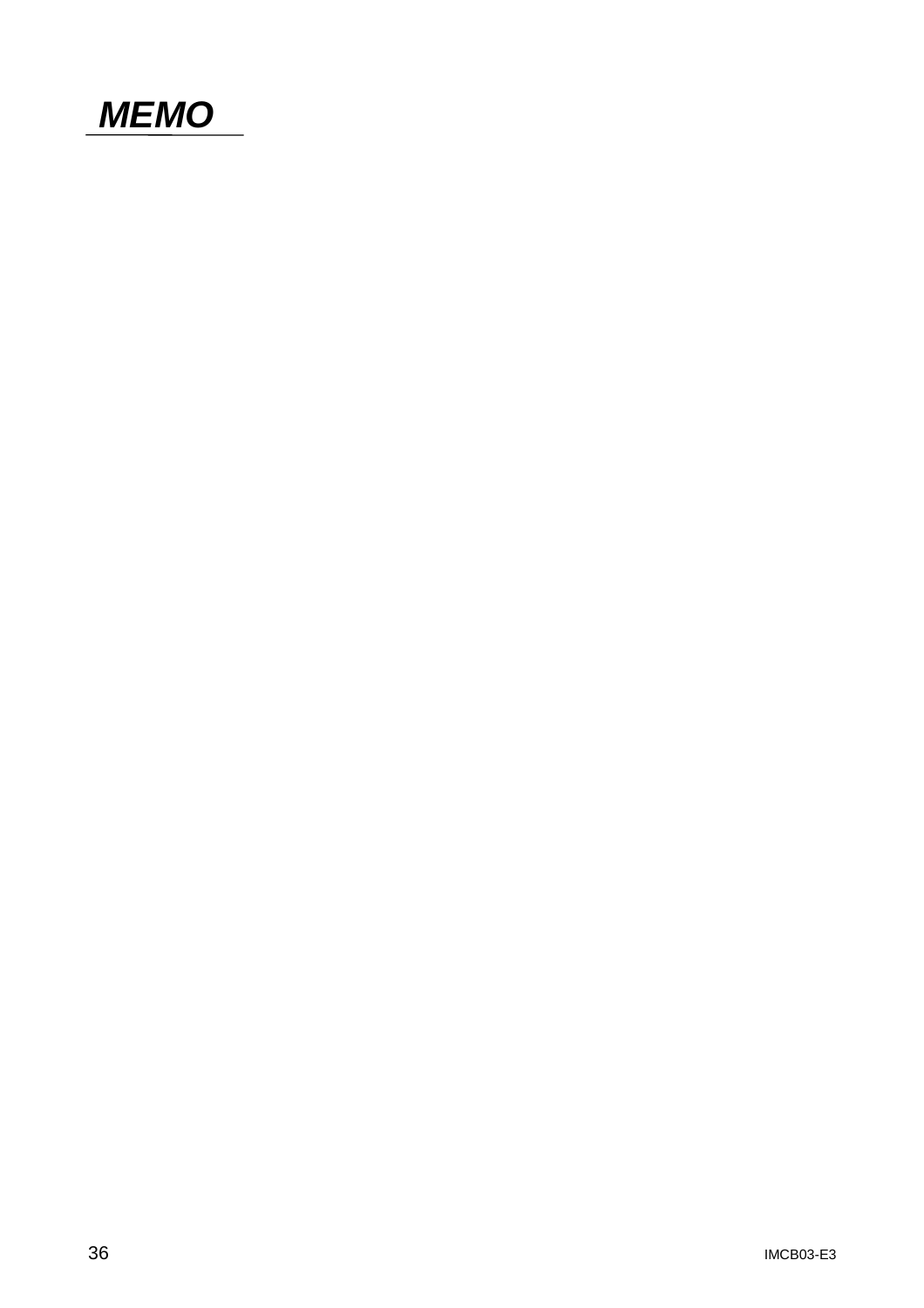## *MEMO*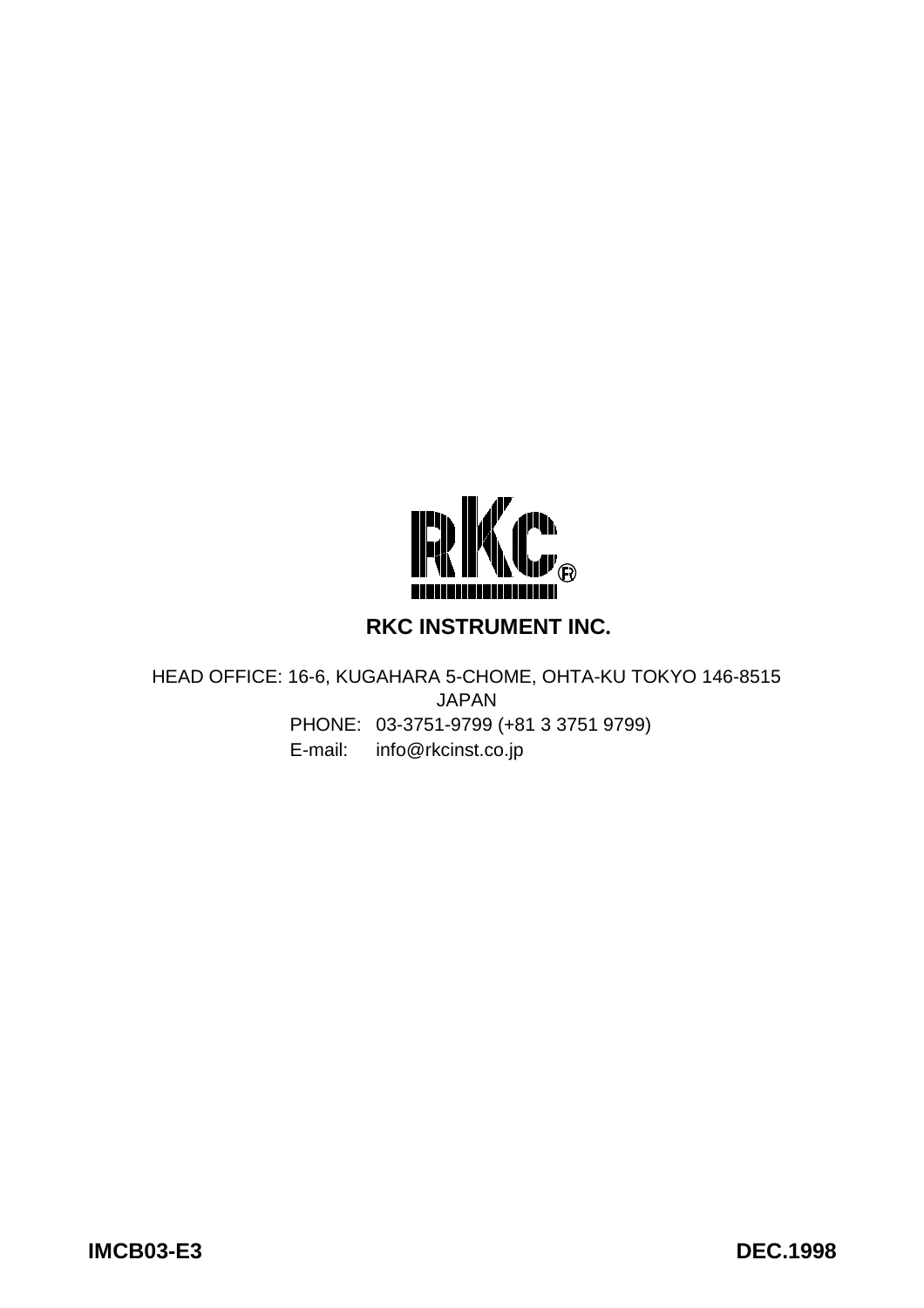**RKC INSTRUMENT INC.**

HEAD OFFICE: 16-6, KUGAHARA 5-CHOME, OHTA-KU TOKYO 146-8515 JAPAN

PHONE: 03-3751-9799 (+81 3 3751 9799)

E-mail: info@rkcinst.co.jp

**IMCB03-E3** **DEC.1998**